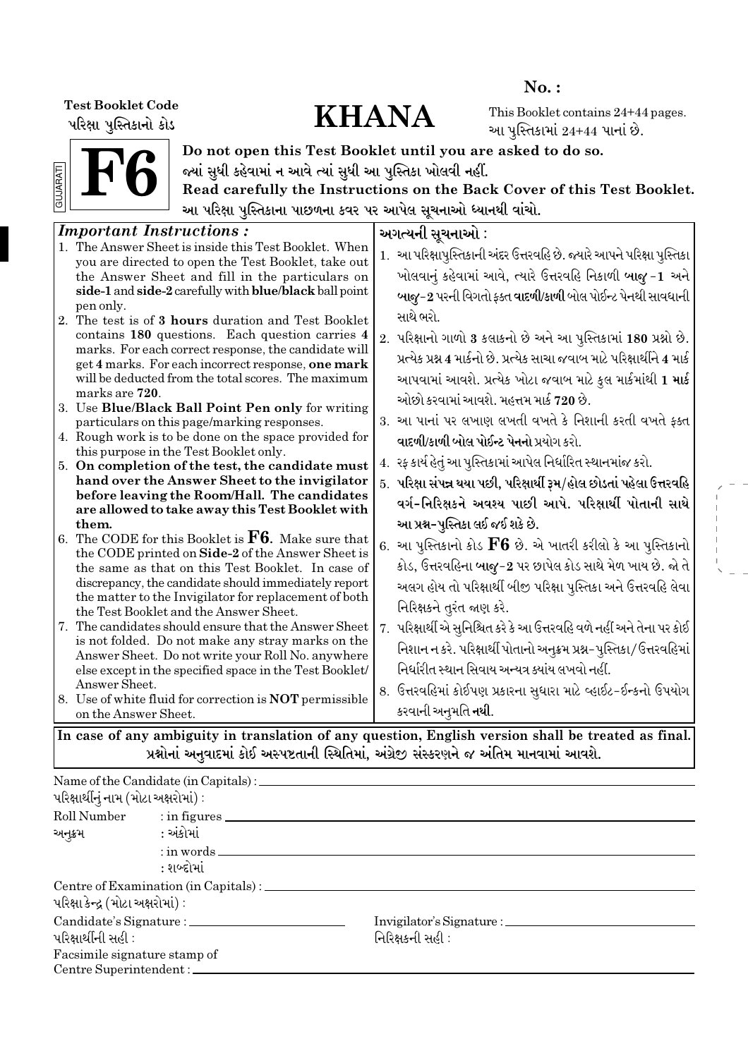**No. :**

**Test Booklet Code**
પરિક્ષા પુસ્તિકાનો કોડ

# KHANA

This Booklet contains 24+44 pages.
આ પુસ્તિકામાં 24+44 પાનાં છે.

# F6

GUJARATI

**Do not open this Test Booklet until you are asked to do so.**
**જ્યાં સુધી કહેવામાં ન આવે ત્યાં સુધી આ પુસ્તિકા ખોલવી નહીં.**
**Read carefully the Instructions on the Back Cover of this Test Booklet.**
**આ પરિક્ષા પુસ્તિકાના પાછળના કવર પર આપેલ સૂચનાઓ ધ્યાનથી વાંચો.**

***Important Instructions :***

1. The Answer Sheet is inside this Test Booklet. When you are directed to open the Test Booklet, take out the Answer Sheet and fill in the particulars on **side-1** and **side-2** carefully with **blue/black** ball point pen only.
2. The test is of **3 hours** duration and Test Booklet contains **180** questions. Each question carries **4** marks. For each correct response, the candidate will get **4** marks. For each incorrect response, **one mark** will be deducted from the total scores. The maximum marks are **720**.
3. Use **Blue/Black Ball Point Pen only** for writing particulars on this page/marking responses.
4. Rough work is to be done on the space provided for this purpose in the Test Booklet only.
5. **On completion of the test, the candidate must hand over the Answer Sheet to the invigilator before leaving the Room/Hall. The candidates are allowed to take away this Test Booklet with them.**
6. The CODE for this Booklet is **F6**. Make sure that the CODE printed on **Side-2** of the Answer Sheet is the same as that on this Test Booklet. In case of discrepancy, the candidate should immediately report the matter to the Invigilator for replacement of both the Test Booklet and the Answer Sheet.
7. The candidates should ensure that the Answer Sheet is not folded. Do not make any stray marks on the Answer Sheet. Do not write your Roll No. anywhere else except in the specified space in the Test Booklet/ Answer Sheet.
8. Use of white fluid for correction is **NOT** permissible on the Answer Sheet.

**અગત્યની સૂચનાઓ :**

1. આ પરિક્ષાપુસ્તિકાની અંદર ઉત્તરવહિ છે. જ્યારે આપને પરિક્ષા પુસ્તિકા ખોલવાનું કહેવામાં આવે, ત્યારે ઉત્તરવહિ નિકાળી **બાજુ-1** અને **બાજુ-2** પરની વિગતો ફક્ત **વાદળી/કાળી** બોલ પોઈન્ટ પેનથી સાવધાની સાથે ભરો.
2. પરિક્ષાનો ગાળો **3** કલાકનો છે અને આ પુસ્તિકામાં **180** પ્રશ્નો છે. પ્રત્યેક પ્રશ્ન **4** માર્કનો છે. પ્રત્યેક સાચા જવાબ માટે પરિક્ષાર્થીને **4** માર્ક આપવામાં આવશે. પ્રત્યેક ખોટા જવાબ માટે કુલ માર્કમાંથી **1 માર્ક** ઓછો કરવામાં આવશે. મહત્તમ માર્ક **720** છે.
3. આ પાનાં પર લખાણ લખતી વખતે કે નિશાની કરતી વખતે ફક્ત **વાદળી/કાળી બોલ પોઈન્ટ પેનનો** પ્રયોગ કરો.
4. રફ કાર્ય હેતું આ પુસ્તિકામાં આપેલ નિર્ધારિત સ્થાનમાંજ કરો.
5. **પરિક્ષા સંપન્ન થયા પછી, પરિક્ષાર્થી રૂમ/હોલ છોડતાં પહેલા ઉત્તરવહિ વર્ગ-નિરિક્ષકને અવશ્ય પાછી આપે. પરિક્ષાર્થી પોતાની સાથે આ પ્રશ્ન-પુસ્તિકા લઈ જઈ શકે છે.**
6. આ પુસ્તિકાનો કોડ **F6** છે. એ ખાતરી કરીલો કે આ પુસ્તિકાનો કોડ, ઉત્તરવહિના **બાજુ-2** પર છાપેલ કોડ સાથે મેળ ખાય છે. જો તે અલગ હોય તો પરિક્ષાર્થી બીજી પરિક્ષા પુસ્તિકા અને ઉત્તરવહિ લેવા નિરિક્ષકને તુરંત જાણ કરે.
7. પરિક્ષાર્થી એ સુનિશ્ચિત કરે કે આ ઉત્તરવહિ વળે નહીં અને તેના પર કોઈ નિશાન ન કરે. પરિક્ષાર્થી પોતાનો અનુક્રમ પ્રશ્ન-પુસ્તિકા/ઉત્તરવહિમાં નિર્ધારીત સ્થાન સિવાય અન્યત્ર ક્યાંય લખવો નહીં.
8. ઉત્તરવહિમાં કોઈપણ પ્રકારના સુધારા માટે વ્હાઈટ-ઈન્કનો ઉપયોગ કરવાની અનુમતિ **નથી**.

**In case of any ambiguity in translation of any question, English version shall be treated as final.**
**પ્રશ્નોનાં અનુવાદમાં કોઈ અસ્પષ્ટતાની સ્થિતિમાં, અંગ્રેજી સંસ્કરણને જ અંતિમ માનવામાં આવશે.**

Name of the Candidate (in Capitals) : ____________________
પરિક્ષાર્થીનું નામ (મોટા અક્ષરોમાં) :

Roll Number : in figures ____________________
અનુક્રમ : અંકોમાં

: in words ____________________
: શબ્દોમાં

Centre of Examination (in Capitals) : ____________________
પરિક્ષા કેન્દ્ર (મોટા અક્ષરોમાં) :

Candidate's Signature : ____________________
પરિક્ષાર્થીની સહી :

Invigilator's Signature : ____________________
નિરિક્ષકની સહી :

Facsimile signature stamp of
Centre Superintendent : ____________________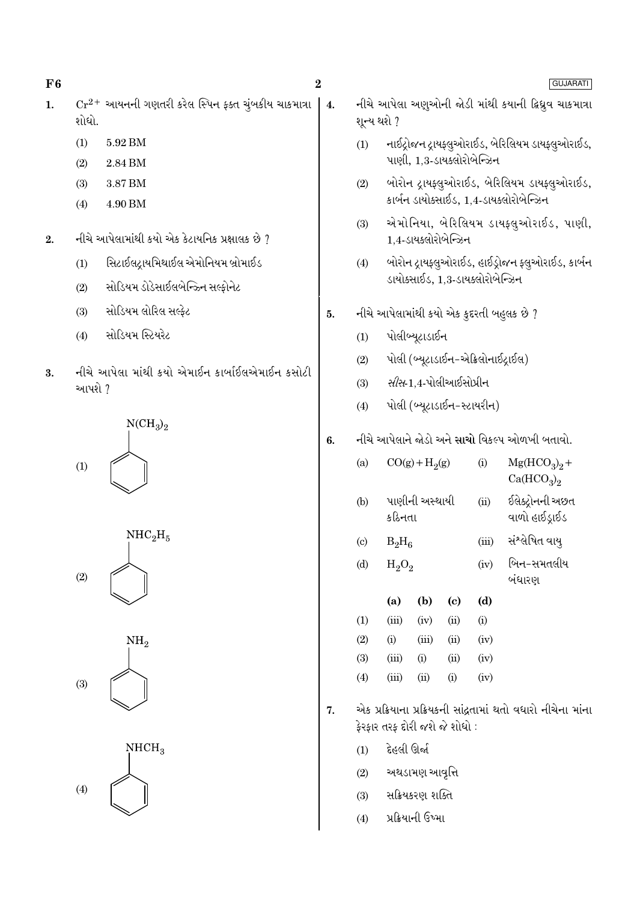1. $Cr^{2+}$ આયનની ગણતરી કરેલ સ્પિન ફક્ત ચુંબકીય ચાકમાત્રા શોધો.

   (1) 5.92 BM

   (2) 2.84 BM

   (3) 3.87 BM

   (4) 4.90 BM

2. નીચે આપેલામાંથી કયો એક કેટાયનિક પ્રક્ષાલક છે ?

   (1) સિટાઈલટ્રાયમિથાઈલ એમોનિયમ બ્રોમાઈડ

   (2) સોડિયમ ડોડેસાઈલબેન્ઝિન સલ્ફોનેટ

   (3) સોડિયમ લોરિલ સલ્ફેટ

   (4) સોડિયમ સ્ટિયરેટ

3. નીચે આપેલા માંથી કયો એમાઈન કાર્બાઈલએમાઈન કસોટી આપશે ?

   (1) $N(CH_3)_2$ (બેન્ઝિન વલય પર)

   (2) $NHC_2H_5$ (બેન્ઝિન વલય પર)

   (3) $NH_2$ (બેન્ઝિન વલય પર)

   (4) $NHCH_3$ (બેન્ઝિન વલય પર)

4. નીચે આપેલા અણુઓની જોડી માંથી કયાની દ્વિધ્રુવ ચાકમાત્રા શૂન્ય થશે ?

   (1) નાઈટ્રોજન ટ્રાયફ્લુઓરાઈડ, બેરિલિયમ ડાયફ્લુઓરાઈડ, પાણી, 1,3-ડાયક્લોરોબેન્ઝિન

   (2) બોરોન ટ્રાયફ્લુઓરાઈડ, બેરિલિયમ ડાયફ્લુઓરાઈડ, કાર્બન ડાયોક્સાઈડ, 1,4-ડાયક્લોરોબેન્ઝિન

   (3) એમોનિયા, બેરિલિયમ ડાયફ્લુઓરાઈડ, પાણી, 1,4-ડાયક્લોરોબેન્ઝિન

   (4) બોરોન ટ્રાયફ્લુઓરાઈડ, હાઈડ્રોજન ફ્લુઓરાઈડ, કાર્બન ડાયોક્સાઈડ, 1,3-ડાયક્લોરોબેન્ઝિન

5. નીચે આપેલામાંથી કયો એક કુદરતી બહુલક છે ?

   (1) પોલીબ્યૂટાડાઈન

   (2) પોલી (બ્યૂટાડાઈન-એક્રિલોનાઈટ્રાઈલ)

   (3) *સીસ*-1,4-પોલીઆઈસોપ્રીન

   (4) પોલી (બ્યૂટાડાઈન-સ્ટાયરીન)

6. નીચે આપેલાને જોડો અને **સાચો** વિકલ્પ ઓળખી બતાવો.

   | | | | |
   |---|---|---|---|
   | (a) | $CO(g) + H_2(g)$ | (i) | $Mg(HCO_3)_2 + Ca(HCO_3)_2$ |
   | (b) | પાણીની અસ્થાયી કઠિનતા | (ii) | ઈલેક્ટ્રોનની અછત વાળો હાઈડ્રાઈડ |
   | (c) | $B_2H_6$ | (iii) | સંશ્લેષિત વાયુ |
   | (d) | $H_2O_2$ | (iv) | બિન-સમતલીય બંધારણ |

   | | **(a)** | **(b)** | **(c)** | **(d)** |
   |---|---|---|---|---|
   | (1) | (iii) | (iv) | (ii) | (i) |
   | (2) | (i) | (iii) | (ii) | (iv) |
   | (3) | (iii) | (i) | (ii) | (iv) |
   | (4) | (iii) | (ii) | (i) | (iv) |

7. એક પ્રક્રિયાના પ્રક્રિયકની સાંદ્રતામાં થતો વધારો નીચેના માંના ફેરફાર તરફ દોરી જશે જે શોધો :

   (1) દેહલી ઊર્જા

   (2) અથડામણ આવૃત્તિ

   (3) સક્રિયકરણ શક્તિ

   (4) પ્રક્રિયાની ઉષ્મા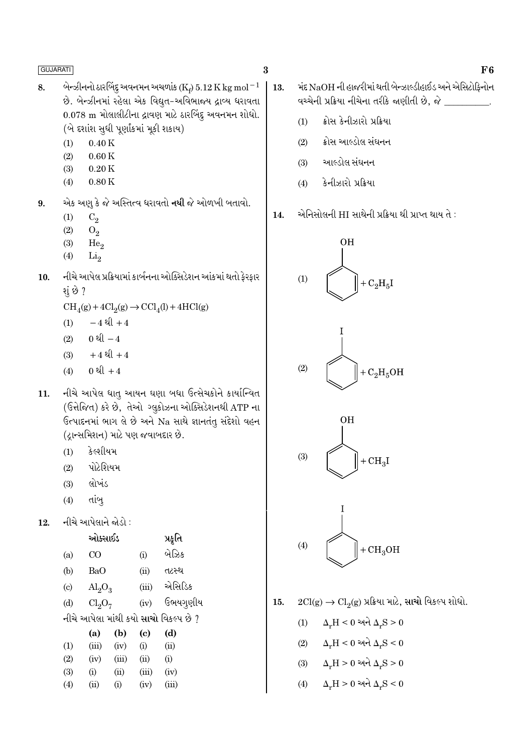8. બેન્ઝીનનો ઠારબિંદુ અવનમન અચળાંક ($K_f$) 5.12 K kg mol$^{-1}$ છે. બેન્ઝીનમાં રહેલા એક વિદ્યુત-અવિભાજ્ય દ્રાવ્ય ધરાવતા 0.078 m મોલાલીટીના દ્રાવણ માટે ઠારબિંદુ અવનમન શોધો. (બે દશાંશ સુધી પૂર્ણાંકમાં મૂકી શકાય)

   (1) 0.40 K
   (2) 0.60 K
   (3) 0.20 K
   (4) 0.80 K

9. એક અણુ કે જે અસ્તિત્વ ધરાવતો **નથી** જે ઓળખી બતાવો.

   (1) $C_2$
   (2) $O_2$
   (3) $He_2$
   (4) $Li_2$

10. નીચે આપેલ પ્રક્રિયામાં કાર્બનના ઓક્સિડેશન આંકમાં થતો ફેરફાર શું છે ?

    $CH_4(g) + 4Cl_2(g) \rightarrow CCl_4(l) + 4HCl(g)$

    (1) $-4$ થી $+4$
    (2) 0 થી $-4$
    (3) $+4$ થી $+4$
    (4) 0 થી $+4$

11. નીચે આપેલ ધાતુ આયન ઘણા બધા ઉત્સેચકોને કાર્યાન્વિત (ઉત્તેજિત) કરે છે, તેઓ ગ્લુકોઝના ઓક્સિડેશનથી ATP ના ઉત્પાદનમાં ભાગ લે છે અને Na સાથે જ્ઞાનતંતુ સંદેશો વહન (ટ્રાન્સમિશન) માટે પણ જવાબદાર છે.

    (1) કેલ્શીયમ
    (2) પોટેશિયમ
    (3) લોખંડ
    (4) તાંબુ

12. નીચે આપેલાને જોડો :

|  | ઓક્સાઈડ |  | પ્રકૃતિ |
|---|---|---|---|
| (a) | CO | (i) | બેઝિક |
| (b) | BaO | (ii) | તટસ્થ |
| (c) | $Al_2O_3$ | (iii) | એસિડિક |
| (d) | $Cl_2O_7$ | (iv) | ઉભયગુણીય |

નીચે આપેલા માંથી કયો **સાચો** વિકલ્પ છે ?

|  | (a) | (b) | (c) | (d) |
|---|---|---|---|---|
| (1) | (iii) | (iv) | (i) | (ii) |
| (2) | (iv) | (iii) | (ii) | (i) |
| (3) | (i) | (ii) | (iii) | (iv) |
| (4) | (ii) | (i) | (iv) | (iii) |

13. મંદ NaOH ની હાજરીમાં થતી બેન્ઝાલ્ડીહાઈડ અને એસિટોફિનોન વચ્ચેની પ્રક્રિયા નીચેના તરીકે જાણીતી છે, જે ________.

    (1) ક્રોસ કેનીઝારો પ્રક્રિયા
    (2) ક્રોસ આલ્ડોલ સંઘનન
    (3) આલ્ડોલ સંઘનન
    (4) કેનીઝારો પ્રક્રિયા

14. એનિસોલની HI સાથેની પ્રક્રિયા થી પ્રાપ્ત થાય તે :

    (1) (બેન્ઝીન વલય પર OH) $+ C_2H_5I$
    (2) (બેન્ઝીન વલય પર I) $+ C_2H_5OH$
    (3) (બેન્ઝીન વલય પર OH) $+ CH_3I$
    (4) (બેન્ઝીન વલય પર I) $+ CH_3OH$

15. $2Cl(g) \rightarrow Cl_2(g)$ પ્રક્રિયા માટે, **સાચો** વિકલ્પ શોધો.

    (1) $\Delta_rH < 0$ અને $\Delta_rS > 0$
    (2) $\Delta_rH < 0$ અને $\Delta_rS < 0$
    (3) $\Delta_rH > 0$ અને $\Delta_rS > 0$
    (4) $\Delta_rH > 0$ અને $\Delta_rS < 0$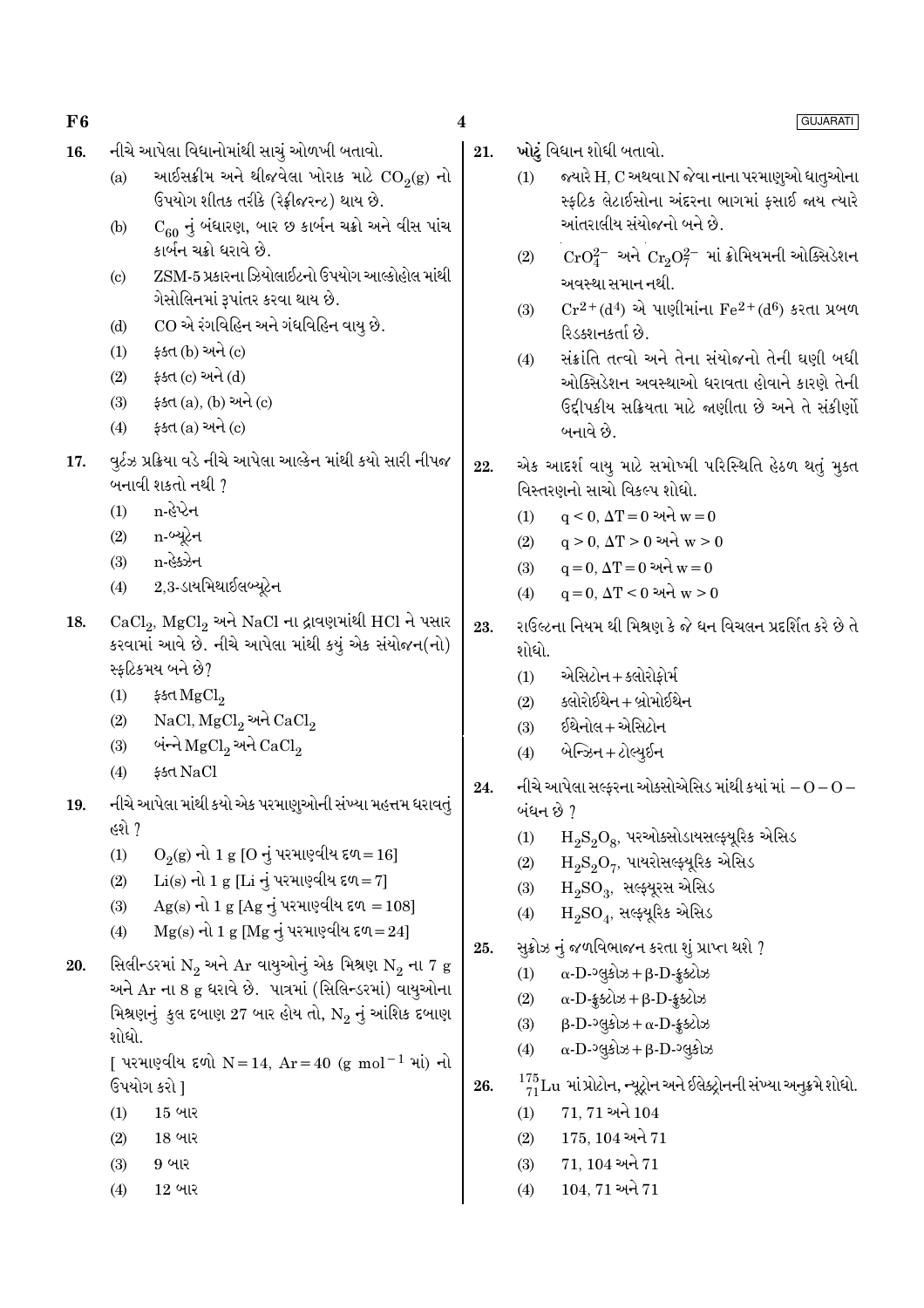16. નીચે આપેલા વિધાનોમાંથી સાચું ઓળખી બતાવો.
   (a) આઈસક્રીમ અને થીજવેલા ખોરાક માટે $CO_2(g)$ નો ઉપયોગ શીતક તરીકે (રેફ્રીજરન્ટ) થાય છે.
   (b) $C_{60}$ નું બંધારણ, બાર છ કાર્બન ચક્રો અને વીસ પાંચ કાર્બન ચક્રો ધરાવે છે.
   (c) ZSM-5 પ્રકારના ઝિયોલાઈટનો ઉપયોગ આલ્કોહોલ માંથી ગેસોલિનમાં રૂપાંતર કરવા થાય છે.
   (d) CO એ રંગવિહિન અને ગંધવિહિન વાયુ છે.
   (1) ફક્ત (b) અને (c)
   (2) ફક્ત (c) અને (d)
   (3) ફક્ત (a), (b) અને (c)
   (4) ફક્ત (a) અને (c)

17. વુર્ટ્ઝ પ્રક્રિયા વડે નીચે આપેલા આલ્કેન માંથી કયો સારી નીપજ બનાવી શકતો નથી ?
   (1) n-હેપ્ટેન
   (2) n-બ્યૂટેન
   (3) n-હેક્ઝેન
   (4) 2,3-ડાયમિથાઈલબ્યૂટેન

18. $CaCl_2$, $MgCl_2$ અને NaCl ના દ્રાવણમાંથી HCl ને પસાર કરવામાં આવે છે. નીચે આપેલા માંથી કયું એક સંયોજન(નો) સ્ફટિકમય બને છે?
   (1) ફક્ત $MgCl_2$
   (2) NaCl, $MgCl_2$ અને $CaCl_2$
   (3) બંન્ને $MgCl_2$ અને $CaCl_2$
   (4) ફક્ત NaCl

19. નીચે આપેલા માંથી કયો એક પરમાણુઓની સંખ્યા મહત્તમ ધરાવતું હશે ?
   (1) $O_2(g)$ નો 1 g [O નું પરમાણ્વીય દળ = 16]
   (2) Li(s) નો 1 g [Li નું પરમાણ્વીય દળ = 7]
   (3) Ag(s) નો 1 g [Ag નું પરમાણ્વીય દળ = 108]
   (4) Mg(s) નો 1 g [Mg નું પરમાણ્વીય દળ = 24]

20. સિલીન્ડરમાં $N_2$ અને Ar વાયુઓનું એક મિશ્રણ $N_2$ ના 7 g અને Ar ના 8 g ધરાવે છે. પાત્રમાં (સિલિન્ડરમાં) વાયુઓના મિશ્રણનું કુલ દબાણ 27 બાર હોય તો, $N_2$ નું આંશિક દબાણ શોધો.
   [ પરમાણ્વીય દળો N = 14, Ar = 40 (g $mol^{-1}$ માં) નો ઉપયોગ કરો ]
   (1) 15 બાર
   (2) 18 બાર
   (3) 9 બાર
   (4) 12 બાર

21. **ખોટું** વિધાન શોધી બતાવો.
   (1) જ્યારે H, C અથવા N જેવા નાના પરમાણુઓ ધાતુઓના સ્ફટિક લેટાઈસોના અંદરના ભાગમાં ફસાઈ જાય ત્યારે આંતરાલીય સંયોજનો બને છે.
   (2) $CrO_4^{2-}$ અને $Cr_2O_7^{2-}$ માં ક્રોમિયમની ઓક્સિડેશન અવસ્થા સમાન નથી.
   (3) $Cr^{2+}(d^4)$ એ પાણીમાંના $Fe^{2+}(d^6)$ કરતા પ્રબળ રિડક્શનકર્તા છે.
   (4) સંક્રાંતિ તત્વો અને તેના સંયોજનો તેની ઘણી બધી ઓક્સિડેશન અવસ્થાઓ ધરાવતા હોવાને કારણે તેની ઉદ્દીપકીય સક્રિયતા માટે જાણીતા છે અને તે સંકીર્ણો બનાવે છે.

22. એક આદર્શ વાયુ માટે સમોષ્મી પરિસ્થિતિ હેઠળ થતું મુક્ત વિસ્તરણનો સાચો વિકલ્પ શોધો.
   (1) $q < 0$, $\Delta T = 0$ અને $w = 0$
   (2) $q > 0$, $\Delta T > 0$ અને $w > 0$
   (3) $q = 0$, $\Delta T = 0$ અને $w = 0$
   (4) $q = 0$, $\Delta T < 0$ અને $w > 0$

23. રાઉલ્ટના નિયમ થી મિશ્રણ કે જે ધન વિચલન પ્રદર્શિત કરે છે તે શોધો.
   (1) એસિટોન + ક્લોરોફોર્મ
   (2) ક્લોરોઈથેન + બ્રોમોઈથેન
   (3) ઈથેનોલ + એસિટોન
   (4) બેન્ઝિન + ટોલ્યુઈન

24. નીચે આપેલા સલ્ફરના ઓક્સોએસિડ માંથી કયાં માં – O – O – બંધન છે ?
   (1) $H_2S_2O_8$, પરઓક્સોડાયસલ્ફ્યૂરિક એસિડ
   (2) $H_2S_2O_7$, પાયરોસલ્ફ્યૂરિક એસિડ
   (3) $H_2SO_3$, સલ્ફ્યૂરસ એસિડ
   (4) $H_2SO_4$, સલ્ફ્યૂરિક એસિડ

25. સુક્રોઝ નું જળવિભાજન કરતા શું પ્રાપ્ત થશે ?
   (1) α-D-ગ્લુકોઝ + β-D-ફ્રુક્ટોઝ
   (2) α-D-ફ્રુક્ટોઝ + β-D-ફ્રુક્ટોઝ
   (3) β-D-ગ્લુકોઝ + α-D-ફ્રુક્ટોઝ
   (4) α-D-ગ્લુકોઝ + β-D-ગ્લુકોઝ

26. $^{175}_{71}Lu$ માં પ્રોટોન, ન્યૂટ્રોન અને ઈલેક્ટ્રોનની સંખ્યા અનુક્રમે શોધો.
   (1) 71, 71 અને 104
   (2) 175, 104 અને 71
   (3) 71, 104 અને 71
   (4) 104, 71 અને 71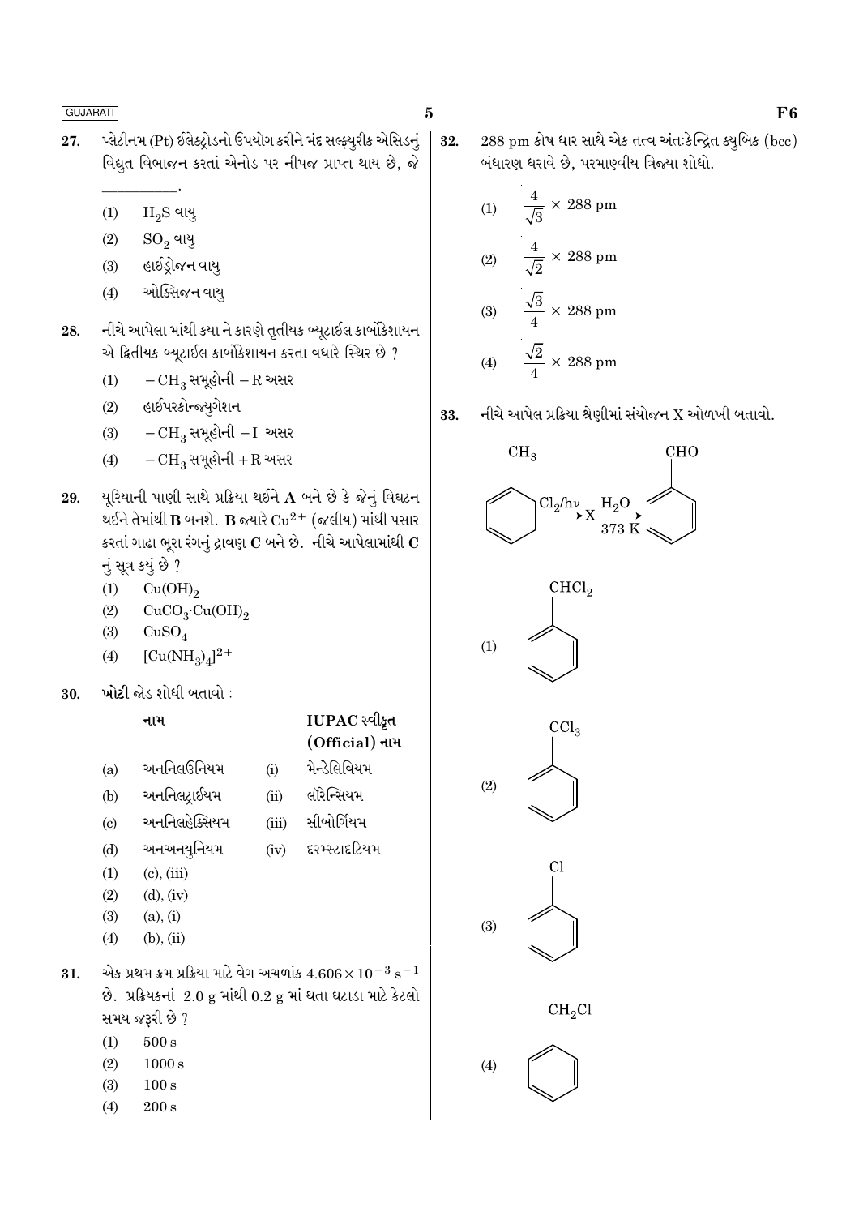27. પ્લેટીનમ (Pt) ઈલેક્ટ્રોડનો ઉપયોગ કરીને મંદ સલ્ફ્યુરીક એસિડનું વિદ્યુત વિભાજન કરતાં એનોડ પર નીપજ પ્રાપ્ત થાય છે, જે ___________.

(1) $H_2S$ વાયુ

(2) $SO_2$ વાયુ

(3) હાઈડ્રોજન વાયુ

(4) ઓક્સિજન વાયુ

28. નીચે આપેલા માંથી કયા ને કારણે તૃતીયક બ્યૂટાઈલ કાર્બોકેશાયન એ દ્વિતીયક બ્યૂટાઈલ કાર્બોકેશાયન કરતા વધારે સ્થિર છે ?

(1) $-CH_3$ સમૂહોની $-R$ અસર

(2) હાઈપરકોન્જ્યુગેશન

(3) $-CH_3$ સમૂહોની $-I$ અસર

(4) $-CH_3$ સમૂહોની $+R$ અસર

29. યૂરિયાની પાણી સાથે પ્રક્રિયા થઈને **A** બને છે કે જેનું વિઘટન થઈને તેમાંથી **B** બનશે. **B** જ્યારે $Cu^{2+}$ (જલીય) માંથી પસાર કરતાં ગાઢા ભૂરા રંગનું દ્રાવણ **C** બને છે. નીચે આપેલામાંથી **C** નું સૂત્ર કયું છે ?

(1) $Cu(OH)_2$

(2) $CuCO_3 \cdot Cu(OH)_2$

(3) $CuSO_4$

(4) $[Cu(NH_3)_4]^{2+}$

30. **ખોટી** જોડ શોધી બતાવો :

| | નામ | | IUPAC સ્વીકૃત (Official) નામ |
|---|---|---|---|
| (a) | અનનિલઉનિયમ | (i) | મેન્ડેલિવિયમ |
| (b) | અનનિલટ્રાઈયમ | (ii) | લૉરેન્સિયમ |
| (c) | અનનિલહેક્સિયમ | (iii) | સીબોર્ગિયમ |
| (d) | અનઅનયુનિયમ | (iv) | દરમ્સ્ટાદટિયમ |

(1) (c), (iii)

(2) (d), (iv)

(3) (a), (i)

(4) (b), (ii)

31. એક પ્રથમ ક્રમ પ્રક્રિયા માટે વેગ અચળાંક $4.606 \times 10^{-3}\ s^{-1}$ છે. પ્રક્રિયકનાં 2.0 g માંથી 0.2 g માં થતા ઘટાડા માટે કેટલો સમય જરૂરી છે ?

(1) 500 s

(2) 1000 s

(3) 100 s

(4) 200 s

32. 288 pm કોષ ધાર સાથે એક તત્વ અંતઃકેન્દ્રિત ક્યુબિક (bcc) બંધારણ ધરાવે છે, પરમાણ્વીય ત્રિજ્યા શોધો.

(1) $\frac{4}{\sqrt{3}} \times 288$ pm

(2) $\frac{4}{\sqrt{2}} \times 288$ pm

(3) $\frac{\sqrt{3}}{4} \times 288$ pm

(4) $\frac{\sqrt{2}}{4} \times 288$ pm

33. નીચે આપેલ પ્રક્રિયા શ્રેણીમાં સંયોજન X ઓળખી બતાવો.

$$C_6H_5CH_3 \xrightarrow{Cl_2/h\nu} X \xrightarrow[373\ K]{H_2O} C_6H_5CHO$$

(1) $C_6H_5CHCl_2$

(2) $C_6H_5CCl_3$

(3) $C_6H_5Cl$

(4) $C_6H_5CH_2Cl$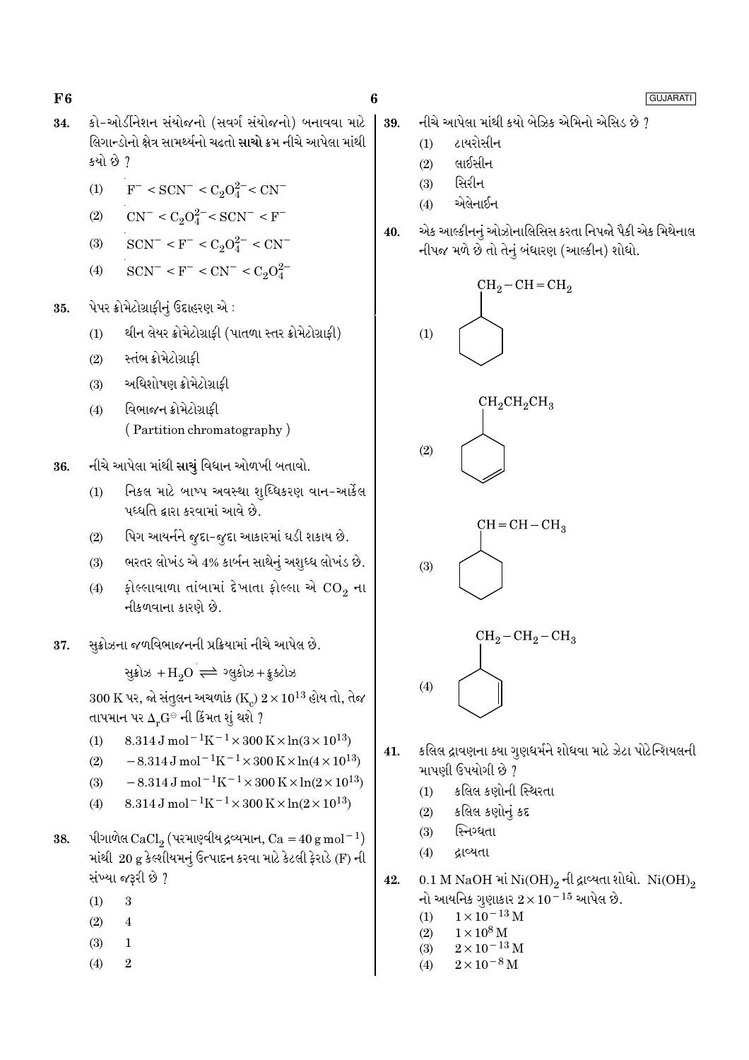34. કો-ઓર્ડીનેશન સંયોજનો (સવર્ગ સંયોજનો) બનાવવા માટે લિગાન્ડોનો ક્ષેત્ર સામર્થ્યનો ચઢતો **સાચો** ક્રમ નીચે આપેલા માંથી કયો છે ?

(1) $F^- < SCN^- < C_2O_4^{2-} < CN^-$

(2) $CN^- < C_2O_4^{2-} < SCN^- < F^-$

(3) $SCN^- < F^- < C_2O_4^{2-} < CN^-$

(4) $SCN^- < F^- < CN^- < C_2O_4^{2-}$

35. પેપર ક્રોમેટોગ્રાફીનું ઉદાહરણ એ :

(1) થીન લેયર ક્રોમેટોગ્રાફી (પાતળા સ્તર ક્રોમેટોગ્રાફી)

(2) સ્તંભ ક્રોમેટોગ્રાફી

(3) અધિશોષણ ક્રોમેટોગ્રાફી

(4) વિભાજન ક્રોમેટોગ્રાફી (Partition chromatography)

36. નીચે આપેલા માંથી **સાચું** વિધાન ઓળખી બતાવો.

(1) નિકલ માટે બાષ્પ અવસ્થા શુધ્ધિકરણ વાન-આર્કેલ પધ્ધતિ દ્વારા કરવામાં આવે છે.

(2) પિગ આયર્નને જુદા-જુદા આકારમાં ઘડી શકાય છે.

(3) ભરતર લોખંડ એ 4% કાર્બન સાથેનું અશુધ્ધ લોખંડ છે.

(4) ફોલ્લાવાળા તાંબામાં દેખાતા ફોલ્લા એ $CO_2$ ના નીકળવાના કારણે છે.

37. સુક્રોઝના જળવિભાજનની પ્રક્રિયામાં નીચે આપેલ છે.

સુક્રોઝ $+ H_2O \rightleftharpoons$ ગ્લુકોઝ + ફ્રુક્ટોઝ

300 K પર, જો સંતુલન અચળાંક ($K_c$) $2 \times 10^{13}$ હોય તો, તેજ તાપમાન પર $\Delta_r G^{\ominus}$ ની કિંમત શું થશે ?

(1) $8.314\ J\ mol^{-1}K^{-1} \times 300\ K \times \ln(3 \times 10^{13})$

(2) $-8.314\ J\ mol^{-1}K^{-1} \times 300\ K \times \ln(4 \times 10^{13})$

(3) $-8.314\ J\ mol^{-1}K^{-1} \times 300\ K \times \ln(2 \times 10^{13})$

(4) $8.314\ J\ mol^{-1}K^{-1} \times 300\ K \times \ln(2 \times 10^{13})$

38. પીગાળેલ $CaCl_2$ (પરમાણ્વીય દ્રવ્યમાન, $Ca = 40\ g\ mol^{-1}$) માંથી 20 g કેલ્શીયમનું ઉત્પાદન કરવા માટે કેટલી ફેરાડે (F) ની સંખ્યા જરૂરી છે ?

(1) 3

(2) 4

(3) 1

(4) 2

39. નીચે આપેલા માંથી કયો બેઝિક એમિનો એસિડ છે ?

(1) ટાયરોસીન

(2) લાઈસીન

(3) સિરીન

(4) એલેનાઈન

40. એક આલ્કીનનું ઓઝોનાલિસિસ કરતા નિપજો પૈકી એક મિથેનાલ નીપજ મળે છે તો તેનું બંધારણ (આલ્કીન) શોધો.

(1) સાયક્લોહેક્ઝેન વલય સાથે જોડાયેલ $CH_2-CH=CH_2$

(2) સાયક્લોહેક્ઝીન વલય સાથે જોડાયેલ $CH_2CH_2CH_3$

(3) સાયક્લોહેક્ઝેન વલય સાથે જોડાયેલ $CH=CH-CH_3$

(4) સાયક્લોહેક્ઝીન વલય સાથે જોડાયેલ $CH_2-CH_2-CH_3$

41. કલિલ દ્રાવણના ક્યા ગુણધર્મને શોધવા માટે ઝેટા પોટેન્શિયલની માપણી ઉપયોગી છે ?

(1) કલિલ કણોની સ્થિરતા

(2) કલિલ કણોનું કદ

(3) સ્નિગ્ધતા

(4) દ્રાવ્યતા

42. 0.1 M NaOH માં $Ni(OH)_2$ ની દ્રાવ્યતા શોધો. $Ni(OH)_2$ નો આયનિક ગુણાકાર $2 \times 10^{-15}$ આપેલ છે.

(1) $1 \times 10^{-13}\ M$

(2) $1 \times 10^{8}\ M$

(3) $2 \times 10^{-13}\ M$

(4) $2 \times 10^{-8}\ M$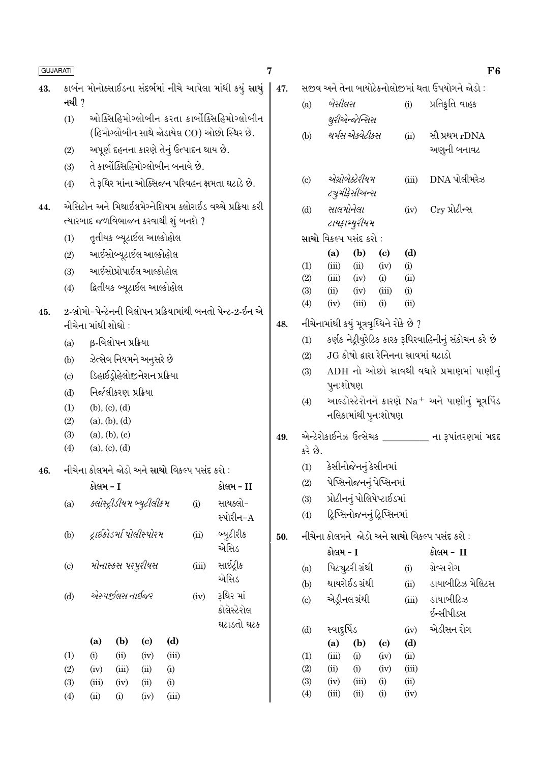43. કાર્બન મોનોક્સાઈડના સંદર્ભમાં નીચે આપેલા માંથી કયું **સાચું નથી** ?

(1) ઓક્સિહિમોગ્લોબીન કરતા કાર્બોક્સિહિમોગ્લોબીન (હિમોગ્લોબીન સાથે જોડાયેલ CO) ઓછો સ્થિર છે.

(2) અપૂર્ણ દહનના કારણે તેનું ઉત્પાદન થાય છે.

(3) તે કાર્બોક્સિહિમોગ્લોબીન બનાવે છે.

(4) તે રૂધિર માંના ઓક્સિજન પરિવહન ક્ષમતા ઘટાડે છે.

44. એસિટોન અને મિથાઈલમેગ્નેશિયમ કલોરાઈડ વચ્ચે પ્રક્રિયા કરી ત્યારબાદ જળવિભાજન કરવાથી શું બનશે ?

(1) તૃતીયક બ્યૂટાઈલ આલ્કોહોલ

(2) આઈસોબ્યૂટાઈલ આલ્કોહોલ

(3) આઈસોપ્રોપાઈલ આલ્કોહોલ

(4) દ્વિતીયક બ્યૂટાઈલ આલ્કોહોલ

45. 2-બ્રોમો-પેન્ટેનની વિલોપન પ્રક્રિયામાંથી બનતો પેન્ટ-2-ઈન એ નીચેના માંથી શોધો :

(a) β-વિલોપન પ્રક્રિયા

(b) ઝેત્સેવ નિયમને અનુસરે છે

(c) ડિહાઈડ્રોહેલોજીનેશન પ્રક્રિયા

(d) નિર્જલીકરણ પ્રક્રિયા

(1) (b), (c), (d)

(2) (a), (b), (d)

(3) (a), (b), (c)

(4) (a), (c), (d)

46. નીચેના કોલમને જોડો અને **સાચો** વિકલ્પ પસંદ કરો :

| | કોલમ - I | | કોલમ - II |
|---|---|---|---|
| (a) | *ક્લોસ્ટ્રીડીયમ બ્યુટીલીકમ* | (i) | સાયક્લો-સ્પોરીન-A |
| (b) | *ટ્રાઈકોડર્મા પોલીસ્પોરમ* | (ii) | બ્યુટીરીક એસિડ |
| (c) | *મોનાસ્કસ પરપુરીયસ* | (iii) | સાઈટ્રીક એસિડ |
| (d) | *એસ્પર્જીલસ નાઈજર* | (iv) | રૂધિર માં કોલેસ્ટેરોલ ઘટાડતો ઘટક |

| | (a) | (b) | (c) | (d) |
|---|---|---|---|---|
| (1) | (i) | (ii) | (iv) | (iii) |
| (2) | (iv) | (iii) | (ii) | (i) |
| (3) | (iii) | (iv) | (ii) | (i) |
| (4) | (ii) | (i) | (iv) | (iii) |

47. સજીવ અને તેના બાયોટેકનોલોજીમાં થતા ઉપયોગને જોડો :

| | | | |
|---|---|---|---|
| (a) | *બેસીલસ થુરીએન્જેન્સિસ* | (i) | પ્રતિકૃતિ વાહક |
| (b) | *થર્મસ એકવેટીક્સ* | (ii) | સૌ પ્રથમ rDNA અણુની બનાવટ |
| (c) | *એગ્રોબેક્ટેરીયમ ટ્યુમીફેસીઅન્સ* | (iii) | DNA પોલીમરેઝ |
| (d) | *સાલમોનેલા ટાયફામ્યુરીયમ* | (iv) | Cry પ્રોટીન્સ |

**સાચો** વિકલ્પ પસંદ કરો :

| | (a) | (b) | (c) | (d) |
|---|---|---|---|---|
| (1) | (iii) | (ii) | (iv) | (i) |
| (2) | (iii) | (iv) | (i) | (ii) |
| (3) | (ii) | (iv) | (iii) | (i) |
| (4) | (iv) | (iii) | (i) | (ii) |

48. નીચેનામાંથી કયું મૂત્રવૃધ્ધિને રોકે છે ?

(1) કર્ણક નેટ્રીયુરેટિક કારક રૂધિરવાહિનીનું સંકોચન કરે છે

(2) JG કોષો દ્વારા રેનિનના સ્ત્રાવમાં ઘટાડો

(3) ADH નો ઓછો સ્ત્રાવથી વધારે પ્રમાણમાં પાણીનું પુનઃશોષણ

(4) આલ્ડોસ્ટેરોનને કારણે $Na^+$ અને પાણીનું મૂત્રપિંડ નલિકામાંથી પુનઃશોષણ

49. એન્ટેરોકાઈનેઝ ઉત્સેચક __________ ના રૂપાંતરણમાં મદદ કરે છે.

(1) કેસીનોજેનનું કેસીનમાં

(2) પેપ્સિનોજનનું પેપ્સિનમાં

(3) પ્રોટીનનું પોલિપેપ્ટાઈડમાં

(4) ટ્રિપ્સિનોજનનું ટ્રિપ્સિનમાં

50. નીચેના કોલમને જોડો અને **સાચો** વિકલ્પ પસંદ કરો :

| | કોલમ - I | | કોલમ - II |
|---|---|---|---|
| (a) | પિટ્યુટરી ગ્રંથી | (i) | ગ્રેવ્સ રોગ |
| (b) | થાયરોઈડ ગ્રંથી | (ii) | ડાયાબીટિઝ મેલિટસ |
| (c) | એડ્રીનલ ગ્રંથી | (iii) | ડાયાબીટિઝ ઈન્સીપીડસ |
| (d) | સ્વાદુપિંડ | (iv) | એડીસન રોગ |

| | (a) | (b) | (c) | (d) |
|---|---|---|---|---|
| (1) | (iii) | (i) | (iv) | (ii) |
| (2) | (ii) | (i) | (iv) | (iii) |
| (3) | (iv) | (iii) | (i) | (ii) |
| (4) | (iii) | (ii) | (i) | (iv) |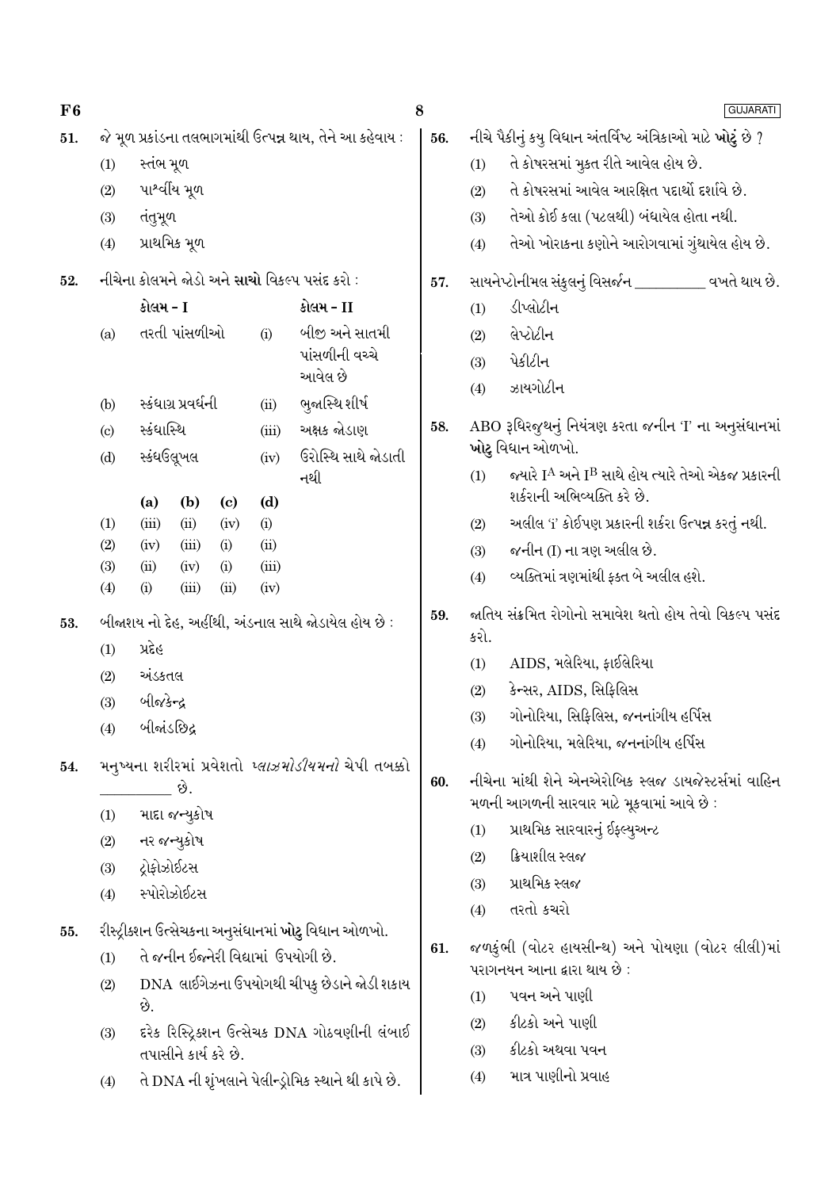51. જે મૂળ પ્રકાંડના તલભાગમાંથી ઉત્પન્ન થાય, તેને આ કહેવાય :
   (1) સ્તંભ મૂળ
   (2) પાર્શ્વીય મૂળ
   (3) તંતુમૂળ
   (4) પ્રાથમિક મૂળ

52. નીચેના કોલમને જોડો અને **સાચો** વિકલ્પ પસંદ કરો :

| | કોલમ - I | | કોલમ - II |
|---|---|---|---|
| (a) | તરતી પાંસળીઓ | (i) | બીજી અને સાતમી પાંસળીની વચ્ચે આવેલ છે |
| (b) | સ્કંધાગ્ર પ્રવર્ધની | (ii) | ભુજાસ્થિ શીર્ષ |
| (c) | સ્કંધાસ્થિ | (iii) | અક્ષક જોડાણ |
| (d) | સ્કંધઉલૂખલ | (iv) | ઉરોસ્થિ સાથે જોડાતી નથી |

| | (a) | (b) | (c) | (d) |
|---|---|---|---|---|
| (1) | (iii) | (ii) | (iv) | (i) |
| (2) | (iv) | (iii) | (i) | (ii) |
| (3) | (ii) | (iv) | (i) | (iii) |
| (4) | (i) | (iii) | (ii) | (iv) |

53. બીજાશય નો દેહ, અહીંથી, અંડનાલ સાથે જોડાયેલ હોય છે :
   (1) પ્રદેહ
   (2) અંડકતલ
   (3) બીજકેન્દ્ર
   (4) બીજાંડછિદ્ર

54. મનુષ્યના શરીરમાં પ્રવેશતો *પ્લાઝમોડીયમનો* ચેપી તબક્કો __________ છે.
   (1) માદા જન્યુકોષ
   (2) નર જન્યુકોષ
   (3) ટ્રોફોઝોઈટ્સ
   (4) સ્પોરોઝોઈટ્સ

55. રીસ્ટ્રીક્શન ઉત્સેચકના અનુસંધાનમાં **ખોટુ** વિધાન ઓળખો.
   (1) તે જનીન ઈજનેરી વિદ્યામાં ઉપયોગી છે.
   (2) DNA લાઈગેઝના ઉપયોગથી ચીપકુ છેડાને જોડી શકાય છે.
   (3) દરેક રિસ્ટ્રિક્શન ઉત્સેચક DNA ગોઠવણીની લંબાઈ તપાસીને કાર્ય કરે છે.
   (4) તે DNA ની શૃંખલાને પેલીન્ડ્રોમિક સ્થાને થી કાપે છે.

56. નીચે પૈકીનું કયુ વિધાન અંતર્વિષ્ટ અંત્રિકાઓ માટે **ખોટું** છે ?
   (1) તે કોષરસમાં મુક્ત રીતે આવેલ હોય છે.
   (2) તે કોષરસમાં આવેલ આરક્ષિત પદાર્થો દર્શાવે છે.
   (3) તેઓ કોઈ કલા (પટલથી) બંધાયેલ હોતા નથી.
   (4) તેઓ ખોરાકના કણોને આરોગવામાં ગુંથાયેલ હોય છે.

57. સાયનેપ્ટોનીમલ સંકુલનું વિસર્જન __________ વખતે થાય છે.
   (1) ડીપ્લોટીન
   (2) લેપ્ટોટીન
   (3) પેકીટીન
   (4) ઝાયગોટીન

58. ABO રૂધિરજુથનું નિયંત્રણ કરતા જનીન 'I' ના અનુસંધાનમાં **ખોટુ** વિધાન ઓળખો.
   (1) જ્યારે $I^A$ અને $I^B$ સાથે હોય ત્યારે તેઓ એકજ પ્રકારની શર્કરાની અભિવ્યક્તિ કરે છે.
   (2) અલીલ 'i' કોઈપણ પ્રકારની શર્કરા ઉત્પન્ન કરતું નથી.
   (3) જનીન (I) ના ત્રણ અલીલ છે.
   (4) વ્યક્તિમાં ત્રણમાંથી ફક્ત બે અલીલ હશે.

59. જાતિય સંક્રમિત રોગોનો સમાવેશ થતો હોય તેવો વિકલ્પ પસંદ કરો.
   (1) AIDS, મલેરિયા, ફાઈલેરિયા
   (2) કેન્સર, AIDS, સિફિલિસ
   (3) ગોનોરિયા, સિફિલિસ, જનનાંગીય હર્પિસ
   (4) ગોનોરિયા, મલેરિયા, જનનાંગીય હર્પિસ

60. નીચેના માંથી શેને એનએરોબિક સ્લજ ડાયજેસ્ટર્સમાં વાહિન મળની આગળની સારવાર માટે મૂકવામાં આવે છે :
   (1) પ્રાથમિક સારવારનું ઈફ્લ્યુઅન્ટ
   (2) ક્રિયાશીલ સ્લજ
   (3) પ્રાથમિક સ્લજ
   (4) તરતો કચરો

61. જળકુંભી (વોટર હાયસીન્થ) અને પોયણા (વોટર લીલી)માં પરાગનયન આના દ્વારા થાય છે :
   (1) પવન અને પાણી
   (2) કીટકો અને પાણી
   (3) કીટકો અથવા પવન
   (4) માત્ર પાણીનો પ્રવાહ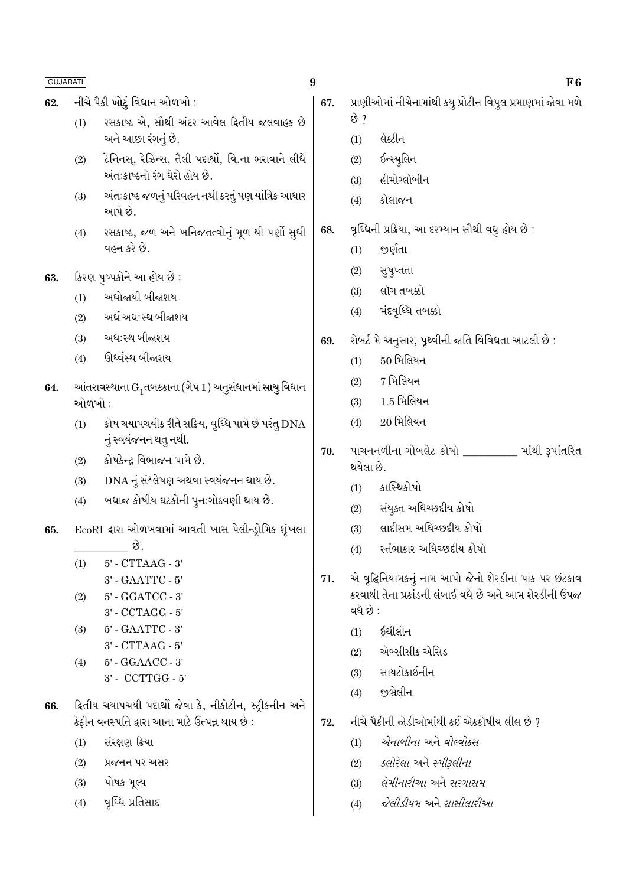62. નીચે પૈકી **ખોટું** વિધાન ઓળખો :

    (1) રસકાષ્ઠ એ, સૌથી અંદર આવેલ દ્વિતીય જલવાહક છે અને આછા રંગનું છે.
    (2) ટેનિનસ, રેઝિન્સ, તૈલી પદાર્થો, વિ.ના ભરાવાને લીધે અંતઃકાષ્ઠનો રંગ ઘેરો હોય છે.
    (3) અંતઃકાષ્ઠ જળનું પરિવહન નથી કરતું પણ યાંત્રિક આધાર આપે છે.
    (4) રસકાષ્ઠ, જળ અને ખનિજતત્વોનું મૂળ થી પર્ણો સુધી વહન કરે છે.

63. કિરણ પુષ્પકોને આ હોય છે :

    (1) અધોજાયી બીજાશય
    (2) અર્ધ અધઃસ્થ બીજાશય
    (3) અધઃસ્થ બીજાશય
    (4) ઊર્ધ્વસ્થ બીજાશય

64. આંતરાવસ્થાના $G_1$ તબક્કાના (ગેપ 1) અનુસંધાનમાં **સાચુ** વિધાન ઓળખો :

    (1) કોષ ચયાપચયીક રીતે સક્રિય, વૃધ્ધિ પામે છે પરંતુ DNA નું સ્વયંજનન થતુ નથી.
    (2) કોષકેન્દ્ર વિભાજન પામે છે.
    (3) DNA નું સંશ્લેષણ અથવા સ્વયંજનન થાય છે.
    (4) બધાજ કોષીય ઘટકોની પુનઃગોઠવણી થાય છે.

65. EcoRI દ્વારા ઓળખવામાં આવતી ખાસ પેલીન્ડ્રોમિક શૃંખલા __________ છે.

    (1) 5' - CTTAAG - 3'
        3' - GAATTC - 5'
    (2) 5' - GGATCC - 3'
        3' - CCTAGG - 5'
    (3) 5' - GAATTC - 3'
        3' - CTTAAG - 5'
    (4) 5' - GGAACC - 3'
        3' - CCTTGG - 5'

66. દ્વિતીય ચયાપચયી પદાર્થો જેવા કે, નીકોટીન, સ્ટ્રીકનીન અને કેફીન વનસ્પતિ દ્વારા આના માટે ઉત્પન્ન થાય છે :

    (1) સંરક્ષણ ક્રિયા
    (2) પ્રજનન પર અસર
    (3) પોષક મૂલ્ય
    (4) વૃધ્ધિ પ્રતિસાદ

67. પ્રાણીઓમાં નીચેનામાંથી કયુ પ્રોટીન વિપુલ પ્રમાણમાં જોવા મળે છે ?

    (1) લેક્ટીન
    (2) ઈન્સ્યુલિન
    (3) હીમોગ્લોબીન
    (4) કોલાજન

68. વૃધ્ધિની પ્રક્રિયા, આ દરમ્યાન સૌથી વધુ હોય છે :

    (1) જીર્ણતા
    (2) સુષુપ્તતા
    (3) લૉગ તબક્કો
    (4) મંદવૃધ્ધિ તબક્કો

69. રોબર્ટ મે અનુસાર, પૃથ્વીની જાતિ વિવિધતા આટલી છે :

    (1) 50 મિલિયન
    (2) 7 મિલિયન
    (3) 1.5 મિલિયન
    (4) 20 મિલિયન

70. પાચનનળીના ગોબલેટ કોષો __________ માંથી રૂપાંતરિત થયેલા છે.

    (1) કાસ્થિકોષો
    (2) સંયુક્ત અધિચ્છદીય કોષો
    (3) લાદીસમ અધિચ્છદીય કોષો
    (4) સ્તંભાકાર અધિચ્છદીય કોષો

71. એ વૃદ્ધિનિયામકનું નામ આપો જેનો શેરડીના પાક પર છંટકાવ કરવાથી તેના પ્રકાંડની લંબાઈ વધે છે અને આમ શેરડીની ઉપજ વધે છે :

    (1) ઈથીલીન
    (2) એબ્સીસીક એસિડ
    (3) સાયટોકાઈનીન
    (4) જીબ્રેલીન

72. નીચે પૈકીની જોડીઓમાંથી કઈ એકકોષીય લીલ છે ?

    (1) *એનાબીના* અને *વોલ્વોક્સ*
    (2) *ક્લોરેલા* અને *સ્પીરૂલીના*
    (3) *લેમીનારીઆ* અને *સરગાસમ*
    (4) *જેલીડીયમ* અને *ગ્રાસીલારીઆ*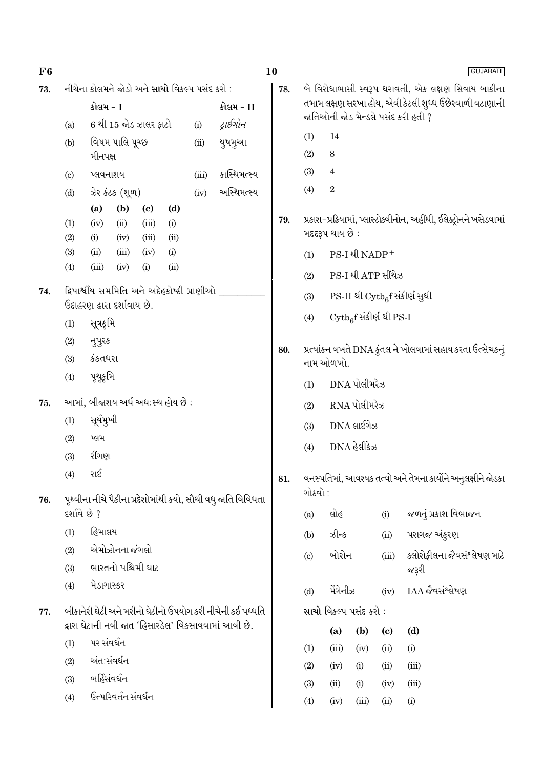**73.** નીચેના કોલમને જોડો અને **સાચો** વિકલ્પ પસંદ કરો :

| | કોલમ - I | | કોલમ - II |
|---|---|---|---|
| (a) | 6 થી 15 જોડ ઝાલર ફાટો | (i) | *ટ્રાઈગોન* |
| (b) | વિષમ પાલિ પૂચ્છ મીનપક્ષ | (ii) | યુષમુઆ |
| (c) | પ્લવનાશય | (iii) | કાસ્થિમત્સ્ય |
| (d) | ઝેર કંટક (શૂળ) | (iv) | અસ્થિમત્સ્ય |

| | (a) | (b) | (c) | (d) |
|---|---|---|---|---|
| (1) | (iv) | (ii) | (iii) | (i) |
| (2) | (i) | (iv) | (iii) | (ii) |
| (3) | (ii) | (iii) | (iv) | (i) |
| (4) | (iii) | (iv) | (i) | (ii) |

**74.** દ્વિપાર્શ્વીય સમમિતિ અને અદેહકોષ્ઠી પ્રાણીઓ __________ ઉદાહરણ દ્વારા દર્શાવાય છે.

(1) સૂત્રકૃમિ

(2) નુપુરક

(3) કંકતધરા

(4) પૃથુકૃમિ

**75.** આમાં, બીજાશય અર્ધ અધઃસ્થ હોય છે :

(1) સૂર્યમુખી

(2) પ્લમ

(3) રીંગણ

(4) રાઈ

**76.** પૃથ્વીના નીચે પૈકીના પ્રદેશોમાંથી કયો, સૌથી વધુ જાતિ વિવિધતા દર્શાવે છે ?

(1) હિમાલય

(2) એમોઝોનના જંગલો

(3) ભારતનો પશ્ચિમી ઘાટ

(4) મેડાગાસ્કર

**77.** બીકાનેરી ઘેટી અને મરીનો ઘેટાંનો ઉપયોગ કરી નીચેની કઈ પધ્ધતિ દ્વારા ઘેટાની નવી જાત 'હિસારડેલ' વિકસાવવામાં આવી છે.

(1) પર સંવર્ધન

(2) અંતઃસંવર્ધન

(3) બર્હિસંવર્ધન

(4) ઉત્પરિવર્તન સંવર્ધન

**78.** બે વિરોધાભાસી સ્વરૂપ ધરાવતી, એક લક્ષણ સિવાય બાકીના તમામ લક્ષણ સરખા હોય, એવી કેટલી શુધ્ધ ઉછેરવાળી વટાણાની જાતિઓની જોડ મેન્ડલે પસંદ કરી હતી ?

(1) 14

(2) 8

(3) 4

(4) 2

**79.** પ્રકાશ-પ્રક્રિયામાં, પ્લાસ્ટોક્વીનોન, અહીંથી, ઈલેક્ટ્રોનને ખસેડવામાં મદદરૂપ થાય છે :

(1) PS-I થી $NADP^+$

(2) PS-I થી ATP સીંથેઝ

(3) PS-II થી $Cytb_6f$ સંકીર્ણ સુધી

(4) $Cytb_6f$ સંકીર્ણ થી PS-I

**80.** પ્રત્યાંકન વખતે DNA કુંતલ ને ખોલવામાં સહાય કરતા ઉત્સેચકનું નામ ઓળખો.

(1) DNA પોલીમરેઝ

(2) RNA પોલીમરેઝ

(3) DNA લાઈગેઝ

(4) DNA હેલીકેઝ

**81.** વનસ્પતિમાં, આવશ્યક તત્વો અને તેમના કાર્યોને અનુલક્ષીને જોડકા ગોઠવો :

| | | | |
|---|---|---|---|
| (a) | લોહ | (i) | જળનું પ્રકાશ વિભાજન |
| (b) | ઝીન્ક | (ii) | પરાગજ અંકુરણ |
| (c) | બોરોન | (iii) | ક્લોરોફીલના જૈવસંશ્લેષણ માટે જરૂરી |
| (d) | મેંગેનીઝ | (iv) | IAA જૈવસંશ્લેષણ |

**સાચો** વિકલ્પ પસંદ કરો :

| | (a) | (b) | (c) | (d) |
|---|---|---|---|---|
| (1) | (iii) | (iv) | (ii) | (i) |
| (2) | (iv) | (i) | (ii) | (iii) |
| (3) | (ii) | (i) | (iv) | (iii) |
| (4) | (iv) | (iii) | (ii) | (i) |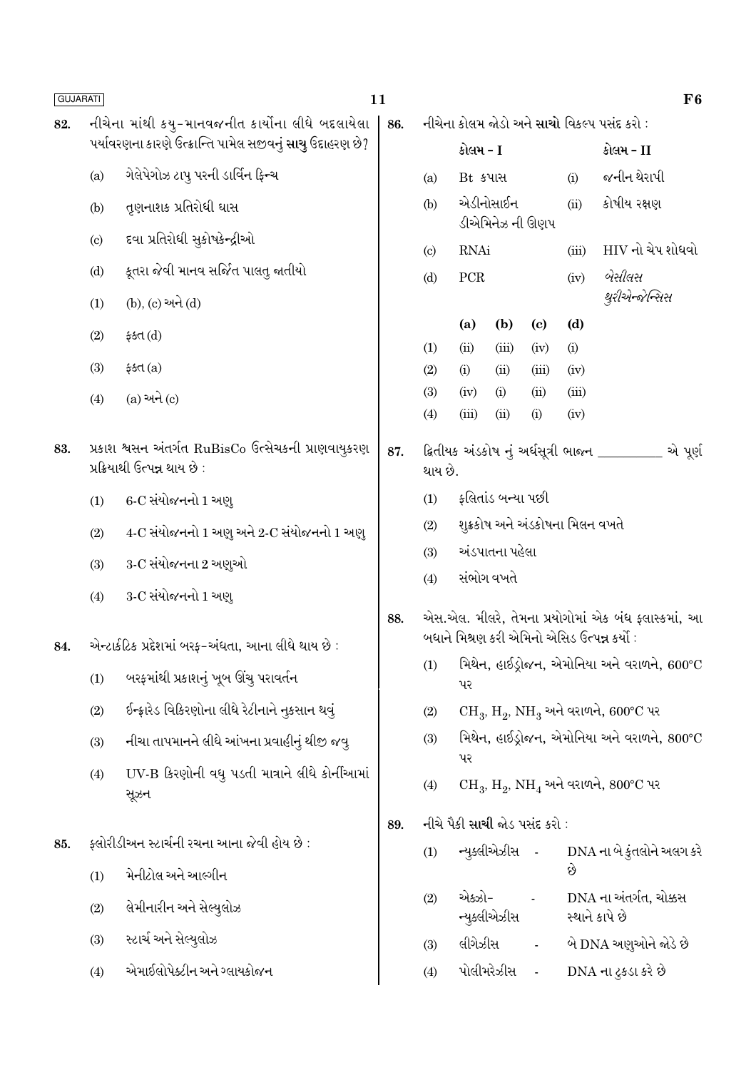82. નીચેના માંથી કયુ-માનવજનીત કાર્યોના લીધે બદલાયેલા પર્યાવરણના કારણે ઉત્ક્રાન્તિ પામેલ સજીવનું **સાચુ** ઉદાહરણ છે?

(a) ગેલેપેગોઝ ટાપુ પરની ડાર્વિન ફિન્ચ

(b) તૃણનાશક પ્રતિરોધી ઘાસ

(c) દવા પ્રતિરોધી સુકોષકેન્દ્રીઓ

(d) કૂતરા જેવી માનવ સર્જિત પાલતુ જાતીયો

(1) (b), (c) અને (d)

(2) ફક્ત (d)

(3) ફક્ત (a)

(4) (a) અને (c)

83. પ્રકાશ શ્વસન અંતર્ગત RuBisCo ઉત્સેચકની પ્રાણવાયુકરણ પ્રક્રિયાથી ઉત્પન્ન થાય છે :

(1) 6-C સંયોજનનો 1 અણુ

(2) 4-C સંયોજનનો 1 અણુ અને 2-C સંયોજનનો 1 અણુ

(3) 3-C સંયોજનના 2 અણુઓ

(4) 3-C સંયોજનનો 1 અણુ

84. એન્ટાર્કટિક પ્રદેશમાં બરફ-અંધતા, આના લીધે થાય છે :

(1) બરફમાંથી પ્રકાશનું ખૂબ ઊંચુ પરાવર્તન

(2) ઈન્ફ્રારેડ વિકિરણોના લીધે રેટીનાને નુકસાન થવું

(3) નીચા તાપમાનને લીધે આંખના પ્રવાહીનું થીજી જવુ

(4) UV-B કિરણોની વધુ પડતી માત્રાને લીધે કોર્નીઆમાં સૂઝન

85. ફ્લોરીડીઅન સ્ટાર્ચની રચના આના જેવી હોય છે :

(1) મેનીટોલ અને આલ્ગીન

(2) લેમીનારીન અને સેલ્યુલોઝ

(3) સ્ટાર્ચ અને સેલ્યુલોઝ

(4) એમાઈલોપેક્ટીન અને ગ્લાયકોજન

86. નીચેના કોલમ જોડો અને **સાચો** વિકલ્પ પસંદ કરો :

| | કોલમ - I | | કોલમ - II |
|---|---|---|---|
| (a) | Bt કપાસ | (i) | જનીન થેરાપી |
| (b) | એડીનોસાઈન ડીએમિનેઝ ની ઊણપ | (ii) | કોષીય રક્ષણ |
| (c) | RNAi | (iii) | HIV નો ચેપ શોધવો |
| (d) | PCR | (iv) | *બેસીલસ થુરીએન્જેન્સિસ* |

| | (a) | (b) | (c) | (d) |
|---|---|---|---|---|
| (1) | (ii) | (iii) | (iv) | (i) |
| (2) | (i) | (ii) | (iii) | (iv) |
| (3) | (iv) | (i) | (ii) | (iii) |
| (4) | (iii) | (ii) | (i) | (iv) |

87. દ્વિતીયક અંડકોષ નું અર્ધસૂત્રી ભાજન __________ એ પૂર્ણ થાય છે.

(1) ફલિતાંડ બન્યા પછી

(2) શુક્રકોષ અને અંડકોષના મિલન વખતે

(3) અંડપાતના પહેલા

(4) સંભોગ વખતે

88. એસ.એલ. મીલરે, તેમના પ્રયોગોમાં એક બંધ ફ્લાસ્કમાં, આ બધાને મિશ્રણ કરી એમિનો એસિડ ઉત્પન્ન કર્યો :

(1) મિથેન, હાઈડ્રોજન, એમોનિયા અને વરાળને, 600°C પર

(2) $CH_3$, $H_2$, $NH_3$ અને વરાળને, 600°C પર

(3) મિથેન, હાઈડ્રોજન, એમોનિયા અને વરાળને, 800°C પર

(4) $CH_3$, $H_2$, $NH_4$ અને વરાળને, 800°C પર

89. નીચે પૈકી **સાચી** જોડ પસંદ કરો :

(1) ન્યુક્લીએઝીસ - DNA ના બે કુંતલોને અલગ કરે છે

(2) એક્ઝો-ન્યુક્લીએઝીસ - DNA ના અંતર્ગત, ચોક્કસ સ્થાને કાપે છે

(3) લીગેઝીસ - બે DNA અણુઓને જોડે છે

(4) પોલીમરેઝીસ - DNA ના ટુકડા કરે છે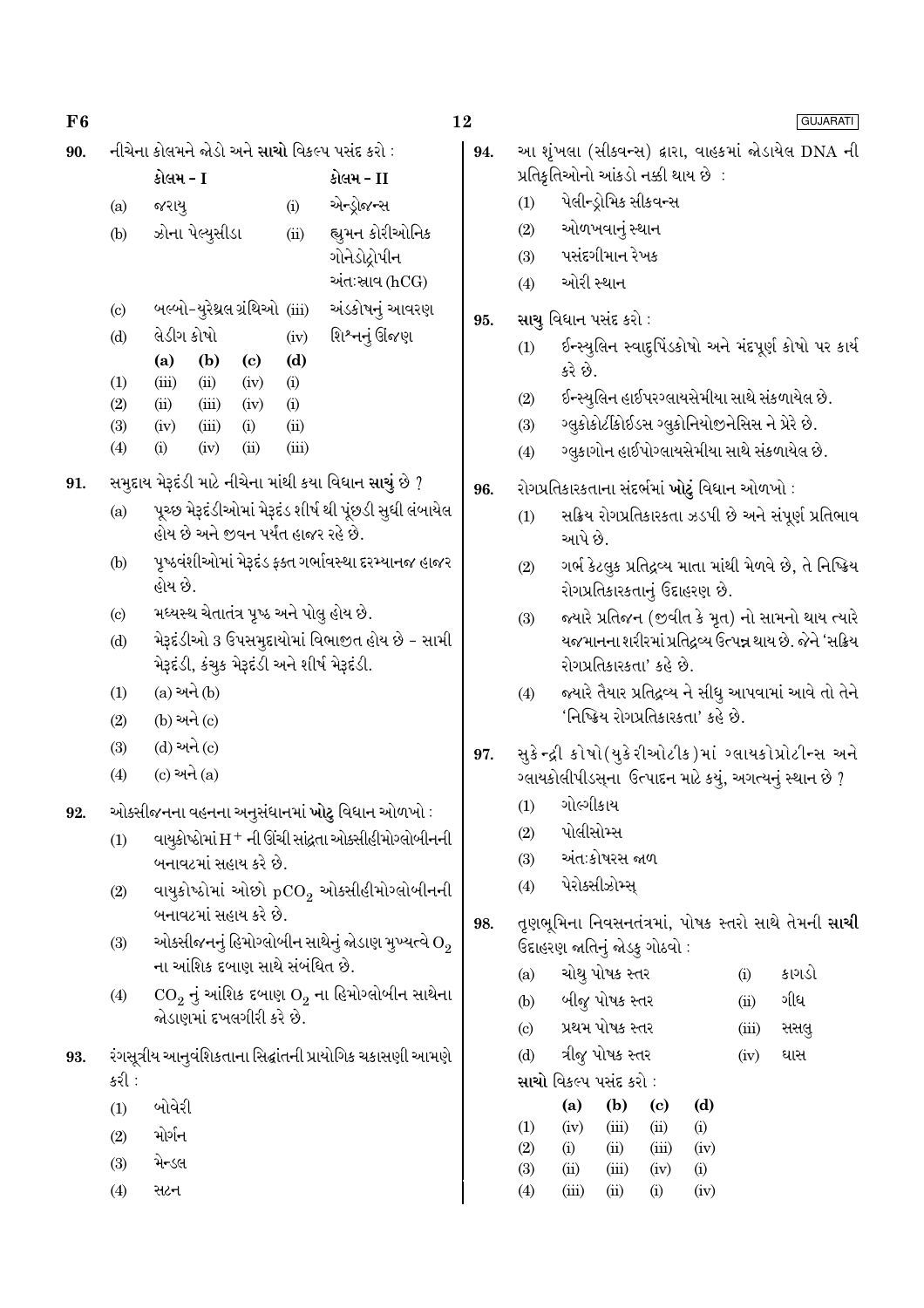90. નીચેના કોલમને જોડો અને **સાચો** વિકલ્પ પસંદ કરો :

| | કોલમ - I | | કોલમ - II |
|---|---|---|---|
| (a) | જરાયુ | (i) | એન્ડ્રોજન્સ |
| (b) | ઝોના પેલ્યુસીડા | (ii) | હ્યુમન કોરીઓનિક ગોનેડોટ્રોપીન અંતઃસ્ત્રાવ (hCG) |
| (c) | બલ્બો-યુરેથ્રલ ગ્રંથિઓ | (iii) | અંડકોષનું આવરણ |
| (d) | લેડીગ કોષો | (iv) | શિશ્નનું ઊંજણ |

| | (a) | (b) | (c) | (d) |
|---|---|---|---|---|
| (1) | (iii) | (ii) | (iv) | (i) |
| (2) | (ii) | (iii) | (iv) | (i) |
| (3) | (iv) | (iii) | (i) | (ii) |
| (4) | (i) | (iv) | (ii) | (iii) |

91. સમુદાય મેરૂદંડી માટે નીચેના માંથી કયા વિધાન **સાચું** છે ?

(a) પૂચ્છ મેરૂદંડીઓમાં મેરૂદંડ શીર્ષ થી પૂંછડી સુધી લંબાયેલ હોય છે અને જીવન પર્યંત હાજર રહે છે.

(b) પૃષ્ઠવંશીઓમાં મેરૂદંડ ફક્ત ગર્ભાવસ્થા દરમ્યાનજ હાજર હોય છે.

(c) મધ્યસ્થ ચેતાતંત્ર પૃષ્ઠ અને પોલુ હોય છે.

(d) મેરૂદંડીઓ 3 ઉપસમુદાયોમાં વિભાજીત હોય છે - સામી મેરૂદંડી, કંચુક મેરૂદંડી અને શીર્ષ મેરૂદંડી.

(1) (a) અને (b)
(2) (b) અને (c)
(3) (d) અને (c)
(4) (c) અને (a)

92. ઓક્સીજનના વહનના અનુસંધાનમાં **ખોટુ** વિધાન ઓળખો :

(1) વાયુકોષ્ઠોમાં $H^+$ ની ઊંચી સાંદ્રતા ઓક્સીહીમોગ્લોબીનની બનાવટમાં સહાય કરે છે.

(2) વાયુકોષ્ઠોમાં ઓછો $pCO_2$ ઓક્સીહીમોગ્લોબીનની બનાવટમાં સહાય કરે છે.

(3) ઓક્સીજનનું હિમોગ્લોબીન સાથેનું જોડાણ મુખ્યત્વે $O_2$ ના આંશિક દબાણ સાથે સંબંધિત છે.

(4) $CO_2$ નું આંશિક દબાણ $O_2$ ના હિમોગ્લોબીન સાથેના જોડાણમાં દખલગીરી કરે છે.

93. રંગસૂત્રીય આનુવંશિકતાના સિદ્ધાંતની પ્રાયોગિક ચકાસણી આમણે કરી :

(1) બોવેરી
(2) મોર્ગન
(3) મેન્ડલ
(4) સટન

94. આ શૃંખલા (સીકવન્સ) દ્વારા, વાહકમાં જોડાયેલ DNA ની પ્રતિકૃતિઓનો આંકડો નક્કી થાય છે :

(1) પેલીન્ડ્રોમિક સીકવન્સ
(2) ઓળખવાનું સ્થાન
(3) પસંદગીમાન રેખક
(4) ઓરી સ્થાન

95. **સાચુ** વિધાન પસંદ કરો :

(1) ઈન્સ્યુલિન સ્વાદુપિંડકોષો અને મેદપૂર્ણ કોષો પર કાર્ય કરે છે.

(2) ઈન્સ્યુલિન હાઈપરગ્લાયસેમીયા સાથે સંકળાયેલ છે.

(3) ગ્લુકોકોર્ટીકોઈડસ ગ્લુકોનિયોજીનેસિસ ને પ્રેરે છે.

(4) ગ્લુકાગોન હાઈપોગ્લાયસેમીયા સાથે સંકળાયેલ છે.

96. રોગપ્રતિકારકતાના સંદર્ભમાં **ખોટું** વિધાન ઓળખો :

(1) સક્રિય રોગપ્રતિકારકતા ઝડપી છે અને સંપૂર્ણ પ્રતિભાવ આપે છે.

(2) ગર્ભ કેટલુક પ્રતિદ્રવ્ય માતા માંથી મેળવે છે, તે નિષ્ક્રિય રોગપ્રતિકારકતાનું ઉદાહરણ છે.

(3) જ્યારે પ્રતિજન (જીવીત કે મૃત) નો સામનો થાય ત્યારે યજમાનના શરીરમાં પ્રતિદ્રવ્ય ઉત્પન્ન થાય છે. જેને 'સક્રિય રોગપ્રતિકારકતા' કહે છે.

(4) જ્યારે તૈયાર પ્રતિદ્રવ્ય ને સીધુ આપવામાં આવે તો તેને 'નિષ્ક્રિય રોગપ્રતિકારકતા' કહે છે.

97. સુકેન્દ્રી કોષો(યુકેરીઓટીક)માં ગ્લાયકોપ્રોટીન્સ અને ગ્લાયકોલીપીડસ્ના ઉત્પાદન માટે કયું, અગત્યનું સ્થાન છે ?

(1) ગોલ્ગીકાય
(2) પોલીસોમ્સ
(3) અંતઃકોષરસ જાળ
(4) પેરોક્સીઝોમ્સ્

98. તૃણભૂમિના નિવસનતંત્રમાં, પોષક સ્તરો સાથે તેમની **સાચી** ઉદાહરણ જાતિનું જોડકુ ગોઠવો :

| | | | |
|---|---|---|---|
| (a) | ચોથુ પોષક સ્તર | (i) | કાગડો |
| (b) | બીજુ પોષક સ્તર | (ii) | ગીધ |
| (c) | પ્રથમ પોષક સ્તર | (iii) | સસલુ |
| (d) | ત્રીજુ પોષક સ્તર | (iv) | ઘાસ |

**સાચો** વિકલ્પ પસંદ કરો :

| | (a) | (b) | (c) | (d) |
|---|---|---|---|---|
| (1) | (iv) | (iii) | (ii) | (i) |
| (2) | (i) | (ii) | (iii) | (iv) |
| (3) | (ii) | (iii) | (iv) | (i) |
| (4) | (iii) | (ii) | (i) | (iv) |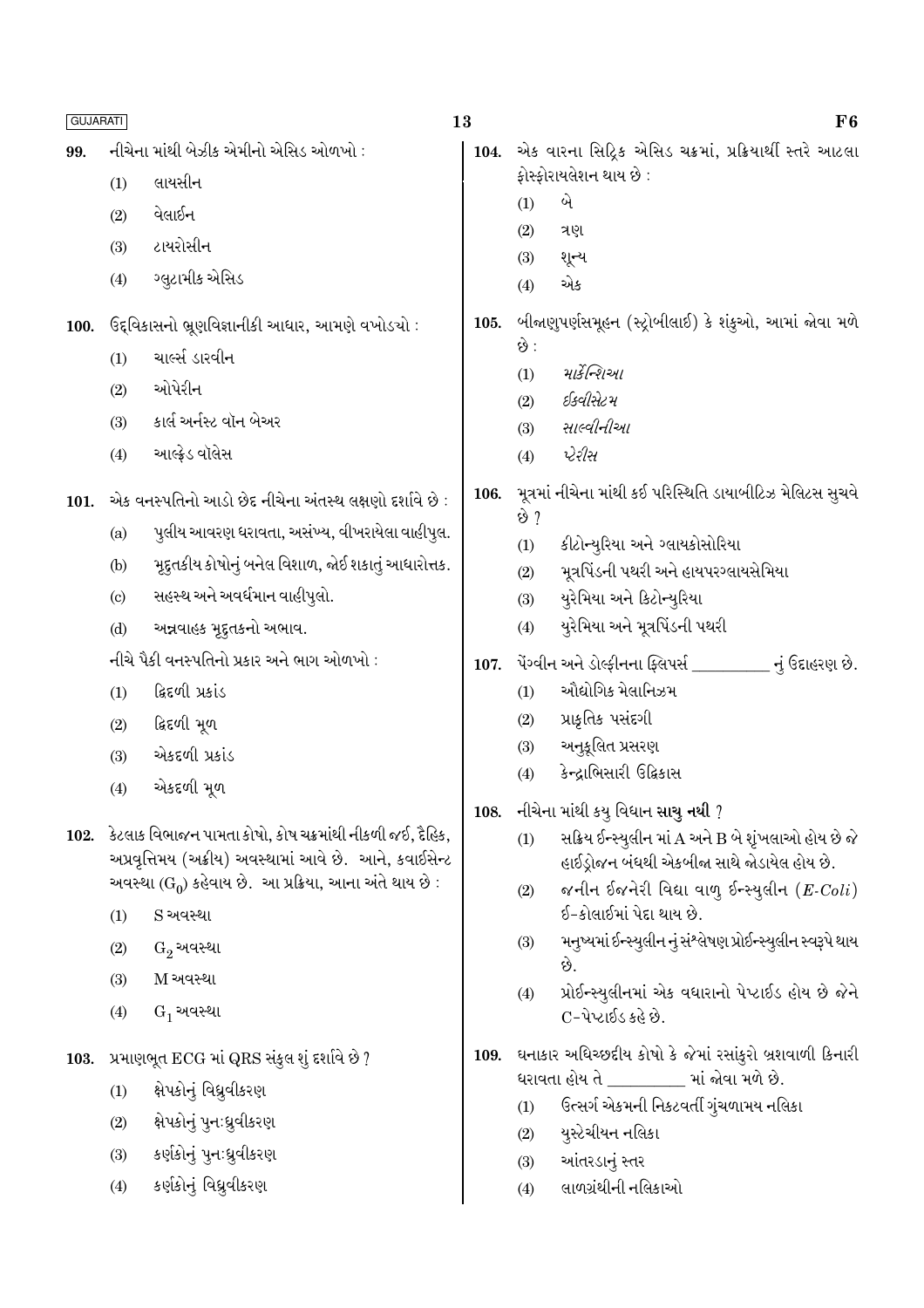99. નીચેના માંથી બેઝીક એમીનો એસિડ ઓળખો :

(1) લાયસીન

(2) વેલાઈન

(3) ટાયરોસીન

(4) ગ્લુટામીક એસિડ

100. ઉદ્દવિકાસનો ભ્રૂણવિજ્ઞાનીકી આધાર, આમણે વખોડયો :

(1) ચાર્લ્સ ડારવીન

(2) ઓપેરીન

(3) કાર્લ અર્નસ્ટ વૉન બેઅર

(4) આલ્ફ્રેડ વૉલેસ

101. એક વનસ્પતિનો આડો છેદ નીચેના અંતસ્થ લક્ષણો દર્શાવે છે :

(a) પુલીય આવરણ ધરાવતા, અસંખ્ય, વીખરાયેલા વાહીપુલ.

(b) મૃદુતકીય કોષોનું બનેલ વિશાળ, જોઈ શકાતું આધારોત્તક.

(c) સહસ્થ અને અવર્ધમાન વાહીપુલો.

(d) અન્નવાહક મૃદુતકનો અભાવ.

નીચે પૈકી વનસ્પતિનો પ્રકાર અને ભાગ ઓળખો :

(1) દ્વિદળી પ્રકાંડ

(2) દ્વિદળી મૂળ

(3) એકદળી પ્રકાંડ

(4) એકદળી મૂળ

102. કેટલાક વિભાજન પામતા કોષો, કોષ ચક્રમાંથી નીકળી જઈ, દૈહિક, અપ્રવૃત્તિમય (અક્રીય) અવસ્થામાં આવે છે. આને, કવાઈસેન્ટ અવસ્થા ($G_0$) કહેવાય છે. આ પ્રક્રિયા, આના અંતે થાય છે :

(1) S અવસ્થા

(2) $G_2$ અવસ્થા

(3) M અવસ્થા

(4) $G_1$ અવસ્થા

103. પ્રમાણભૂત ECG માં QRS સંકુલ શું દર્શાવે છે ?

(1) ક્ષેપકોનું વિધ્રુવીકરણ

(2) ક્ષેપકોનું પુનઃધ્રુવીકરણ

(3) કર્ણકોનું પુનઃધ્રુવીકરણ

(4) કર્ણકોનું વિધ્રુવીકરણ

104. એક વારના સિટ્રિક એસિડ ચક્રમાં, પ્રક્રિયાર્થી સ્તરે આટલા ફોસ્ફોરાયલેશન થાય છે :

(1) બે

(2) ત્રણ

(3) શૂન્ય

(4) એક

105. બીજાણુપર્ણસમૂહન (સ્ટ્રોબીલાઈ) કે શંકુઓ, આમાં જોવા મળે છે :

(1) *માર્કેન્શિઆ*

(2) *ઈક્વીસેટમ*

(3) *સાલ્વીનીઆ*

(4) *ટેરીસ*

106. મૂત્રમાં નીચેના માંથી કઈ પરિસ્થિતિ ડાયાબીટિઝ મેલિટસ સુચવે છે ?

(1) કીટોન્યુરિયા અને ગ્લાયકોસોરિયા

(2) મૂત્રપિંડની પથરી અને હાયપરગ્લાયસેમિયા

(3) યુરેમિયા અને કિટોન્યુરિયા

(4) યુરેમિયા અને મૂત્રપિંડની પથરી

107. પેંગ્વીન અને ડોલ્ફીનના ફ્લિપર્સ __________ નું ઉદાહરણ છે.

(1) ઔદ્યોગિક મેલાનિઝમ

(2) પ્રાકૃતિક પસંદગી

(3) અનુકૂલિત પ્રસરણ

(4) કેન્દ્રાભિસારી ઉદ્વિકાસ

108. નીચેના માંથી કયુ વિધાન **સાચુ નથી** ?

(1) સક્રિય ઈન્સ્યુલીન માં A અને B બે શૃંખલાઓ હોય છે જે હાઈડ્રોજન બંધથી એકબીજા સાથે જોડાયેલ હોય છે.

(2) જનીન ઈજનેરી વિદ્યા વાળુ ઈન્સ્યુલીન (*E-Coli*) ઈ-કોલાઈમાં પેદા થાય છે.

(3) મનુષ્યમાં ઈન્સ્યુલીન નું સંશ્લેષણ પ્રોઈન્સ્યુલીન સ્વરૂપે થાય છે.

(4) પ્રોઈન્સ્યુલીનમાં એક વધારાનો પેપ્ટાઈડ હોય છે જેને C-પેપ્ટાઈડ કહે છે.

109. ઘનાકાર અધિચ્છદીય કોષો કે જેમાં રસાંકુરો બ્રશવાળી કિનારી ધરાવતા હોય તે __________ માં જોવા મળે છે.

(1) ઉત્સર્ગ એકમની નિકટવર્તી ગુંચળામય નલિકા

(2) યુસ્ટેચીયન નલિકા

(3) આંતરડાનું સ્તર

(4) લાળગ્રંથીની નલિકાઓ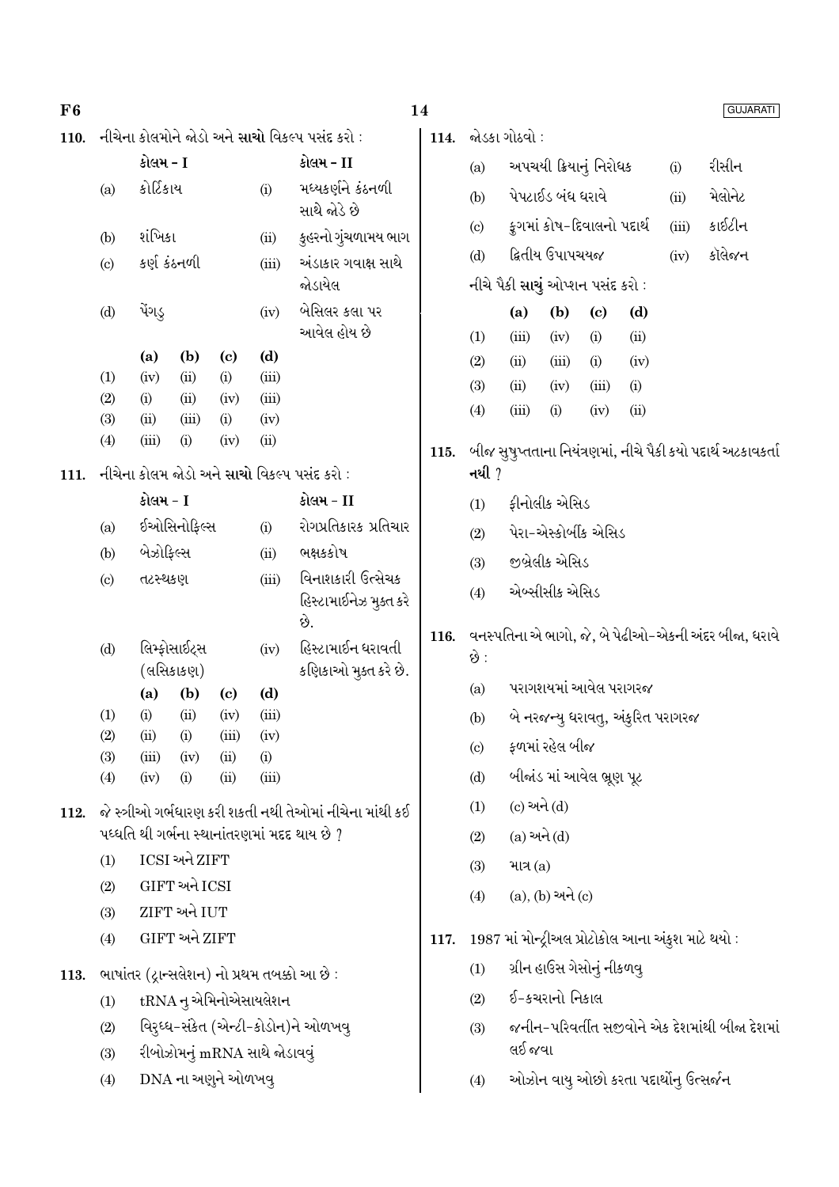**110.** નીચેના કોલમોને જોડો અને **સાચો** વિકલ્પ પસંદ કરો :

| | કોલમ - I | | કોલમ - II |
|---|---|---|---|
| (a) | કોર્ટિકાય | (i) | મધ્યકર્ણને કંઠનળી સાથે જોડે છે |
| (b) | શંખિકા | (ii) | કુહરનો ગુંચળામય ભાગ |
| (c) | કર્ણ કંઠનળી | (iii) | અંડાકાર ગવાક્ષ સાથે જોડાયેલ |
| (d) | પેંગડુ | (iv) | બેસિલર કલા પર આવેલ હોય છે |

| | (a) | (b) | (c) | (d) |
|---|---|---|---|---|
| (1) | (iv) | (ii) | (i) | (iii) |
| (2) | (i) | (ii) | (iv) | (iii) |
| (3) | (ii) | (iii) | (i) | (iv) |
| (4) | (iii) | (i) | (iv) | (ii) |

**111.** નીચેના કોલમ જોડો અને **સાચો** વિકલ્પ પસંદ કરો :

| | કોલમ - I | | કોલમ - II |
|---|---|---|---|
| (a) | ઈઓસિનોફિલ્સ | (i) | રોગપ્રતિકારક પ્રતિચાર |
| (b) | બેઝોફિલ્સ | (ii) | ભક્ષકકોષ |
| (c) | તટસ્થકણ | (iii) | વિનાશકારી ઉત્સેચક હિસ્ટામાઈનેઝ મુક્ત કરે છે. |
| (d) | લિમ્ફોસાઈટ્સ (લસિકાકણ) | (iv) | હિસ્ટામાઈન ધરાવતી કણિકાઓ મુક્ત કરે છે. |

| | (a) | (b) | (c) | (d) |
|---|---|---|---|---|
| (1) | (i) | (ii) | (iv) | (iii) |
| (2) | (ii) | (i) | (iii) | (iv) |
| (3) | (iii) | (iv) | (ii) | (i) |
| (4) | (iv) | (i) | (ii) | (iii) |

**112.** જે સ્ત્રીઓ ગર્ભધારણ કરી શકતી નથી તેઓમાં નીચેના માંથી કઈ પધ્ધતિ થી ગર્ભના સ્થાનાંતરણમાં મદદ થાય છે ?

(1) ICSI અને ZIFT

(2) GIFT અને ICSI

(3) ZIFT અને IUT

(4) GIFT અને ZIFT

**113.** ભાષાંતર (ટ્રાન્સલેશન) નો પ્રથમ તબક્કો આ છે :

(1) tRNA નુ એમિનોએસાયલેશન

(2) વિરુધ્ધ-સંકેત (એન્ટી-કોડોન)ને ઓળખવુ

(3) રીબોઝોમનું mRNA સાથે જોડાવવું

(4) DNA ના અણુને ઓળખવુ

**114.** જોડકા ગોઠવો :

| | | | |
|---|---|---|---|
| (a) | અપચયી ક્રિયાનું નિરોધક | (i) | રીસીન |
| (b) | પેપટાઈડ બંધ ધરાવે | (ii) | મેલોનેટ |
| (c) | ફુગમાં કોષ-દિવાલનો પદાર્થ | (iii) | કાઈટીન |
| (d) | દ્વિતીય ઉપાપચયજ | (iv) | કૉલેજન |

નીચે પૈકી **સાચું** ઓપ્શન પસંદ કરો :

| | (a) | (b) | (c) | (d) |
|---|---|---|---|---|
| (1) | (iii) | (iv) | (i) | (ii) |
| (2) | (ii) | (iii) | (i) | (iv) |
| (3) | (ii) | (iv) | (iii) | (i) |
| (4) | (iii) | (i) | (iv) | (ii) |

**115.** બીજ સુષુપ્તતાના નિયંત્રણમાં, નીચે પૈકી કયો પદાર્થ અટકાવકર્તા **નથી** ?

(1) ફીનોલીક એસિડ

(2) પેરા-એસ્કોર્બીક એસિડ

(3) જીબ્રેલીક એસિડ

(4) એબ્સીસીક એસિડ

**116.** વનસ્પતિના એ ભાગો, જે, બે પેઢીઓ-એકની અંદર બીજા, ધરાવે છે :

(a) પરાગાશયમાં આવેલ પરાગરજ

(b) બે નરજન્યુ ધરાવતુ, અંકુરિત પરાગરજ

(c) ફળમાં રહેલ બીજ

(d) બીજાંડ માં આવેલ ભ્રૂણ પૂટ

(1) (c) અને (d)

(2) (a) અને (d)

(3) માત્ર (a)

(4) (a), (b) અને (c)

**117.** 1987 માં મોન્ટ્રીઅલ પ્રોટોકોલ આના અંકુશ માટે થયો :

(1) ગ્રીન હાઉસ ગેસોનું નીકળવુ

(2) ઈ-કચરાનો નિકાલ

(3) જનીન-પરિવર્તીત સજીવોને એક દેશમાંથી બીજા દેશમાં લઈ જવા

(4) ઓઝોન વાયુ ઓછો કરતા પદાર્થોનુ ઉત્સર્જન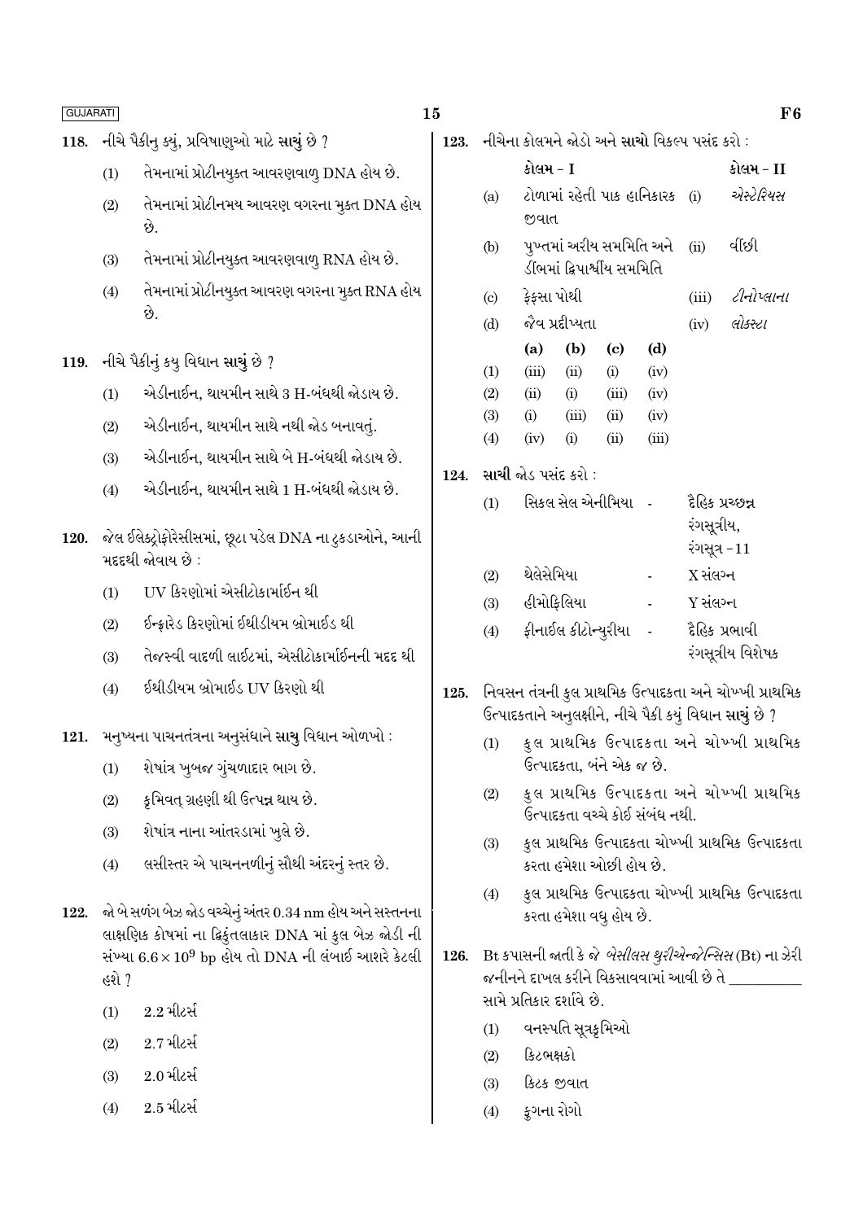118. નીચે પૈકીનુ ક્યું, પ્રવિષાણુઓ માટે **સાચું** છે ?

(1) તેમનામાં પ્રોટીનયુક્ત આવરણવાળુ DNA હોય છે.

(2) તેમનામાં પ્રોટીનમય આવરણ વગરના મુક્ત DNA હોય છે.

(3) તેમનામાં પ્રોટીનયુક્ત આવરણવાળુ RNA હોય છે.

(4) તેમનામાં પ્રોટીનયુક્ત આવરણ વગરના મુક્ત RNA હોય છે.

119. નીચે પૈકીનું કયુ વિધાન સાચું છે ?

(1) એડીનાઈન, થાયમીન સાથે 3 H-બંધથી જોડાય છે.

(2) એડીનાઈન, થાયમીન સાથે નથી જોડ બનાવતું.

(3) એડીનાઈન, થાયમીન સાથે બે H-બંધથી જોડાય છે.

(4) એડીનાઈન, થાયમીન સાથે 1 H-બંધથી જોડાય છે.

120. જેલ ઈલેક્ટ્રોફોરેસીસમાં, છૂટા પડેલ DNA ના ટુકડાઓને, આની મદદથી જોવાય છે :

(1) UV કિરણોમાં એસીટોકાર્માઈન થી

(2) ઈન્ફ્રારેડ કિરણોમાં ઈથીડીયમ બ્રોમાઈડ થી

(3) તેજસ્વી વાદળી લાઈટમાં, એસીટોકાર્માઈનની મદદ થી

(4) ઈથીડીયમ બ્રોમાઈડ UV કિરણો થી

121. મનુષ્યના પાચનતંત્રના અનુસંધાને **સાચુ** વિધાન ઓળખો :

(1) શેષાંત્ર ખુબજ ગુંચળાદાર ભાગ છે.

(2) કૃમિવત્ ગ્રહણી થી ઉત્પન્ન થાય છે.

(3) શેષાંત્ર નાના આંતરડામાં ખુલે છે.

(4) લસીસ્તર એ પાચનનળીનું સૌથી અંદરનું સ્તર છે.

122. જો બે સળંગ બેઝ જોડ વચ્ચેનું અંતર 0.34 nm હોય અને સસ્તનના લાક્ષણિક કોષમાં ના દ્વિકુંતલાકાર DNA માં કુલ બેઝ જોડી ની સંખ્યા $6.6 \times 10^9$ bp હોય તો DNA ની લંબાઈ આશરે કેટલી હશે ?

(1) 2.2 મીટર્સ

(2) 2.7 મીટર્સ

(3) 2.0 મીટર્સ

(4) 2.5 મીટર્સ

123. નીચેના કોલમને જોડો અને **સાચો** વિકલ્પ પસંદ કરો :

| | કોલમ - I | | કોલમ - II |
|---|---|---|---|
| (a) | ટોળામાં રહેતી પાક હાનિકારક જીવાત | (i) | *એસ્ટેરિયસ* |
| (b) | પુખ્તમાં અરીય સમમિતિ અને ડીંભમાં દ્વિપાર્શ્વીય સમમિતિ | (ii) | વીંછી |
| (c) | ફેફસા પોથી | (iii) | *ટીનોપ્લાના* |
| (d) | જૈવ પ્રદીપ્યતા | (iv) | *લોકસ્ટા* |

| | (a) | (b) | (c) | (d) |
|---|---|---|---|---|
| (1) | (iii) | (ii) | (i) | (iv) |
| (2) | (ii) | (i) | (iii) | (iv) |
| (3) | (i) | (iii) | (ii) | (iv) |
| (4) | (iv) | (i) | (ii) | (iii) |

124. **સાચી** જોડ પસંદ કરો :

(1) સિકલ સેલ એનીમિયા - દૈહિક પ્રચ્છન્ન રંગસૂત્રીય, રંગસૂત્ર -11

(2) થેલેસેમિયા - X સંલગ્ન

(3) હીમોફિલિયા - Y સંલગ્ન

(4) ફીનાઈલ કીટોન્યુરીયા - દૈહિક પ્રભાવી રંગસૂત્રીય વિશેષક

125. નિવસન તંત્રની કુલ પ્રાથમિક ઉત્પાદકતા અને ચોખ્ખી પ્રાથમિક ઉત્પાદકતાને અનુલક્ષીને, નીચે પૈકી કયું વિધાન સાચું છે ?

(1) કુલ પ્રાથમિક ઉત્પાદકતા અને ચોખ્ખી પ્રાથમિક ઉત્પાદકતા, બંને એક જ છે.

(2) કુલ પ્રાથમિક ઉત્પાદકતા અને ચોખ્ખી પ્રાથમિક ઉત્પાદકતા વચ્ચે કોઈ સંબંધ નથી.

(3) કુલ પ્રાથમિક ઉત્પાદકતા ચોખ્ખી પ્રાથમિક ઉત્પાદકતા કરતા હમેશા ઓછી હોય છે.

(4) કુલ પ્રાથમિક ઉત્પાદકતા ચોખ્ખી પ્રાથમિક ઉત્પાદકતા કરતા હમેશા વધુ હોય છે.

126. Bt કપાસની જાતી કે જે *બેસીલસ થુરીએન્જેન્સિસ* (Bt) ના ઝેરી જનીનને દાખલ કરીને વિકસાવવામાં આવી છે તે \_\_\_\_\_\_\_\_\_\_ સામે પ્રતિકાર દર્શાવે છે.

(1) વનસ્પતિ સૂત્રકૃમિઓ

(2) કિટભક્ષકો

(3) કિટક જીવાત

(4) ફુગના રોગો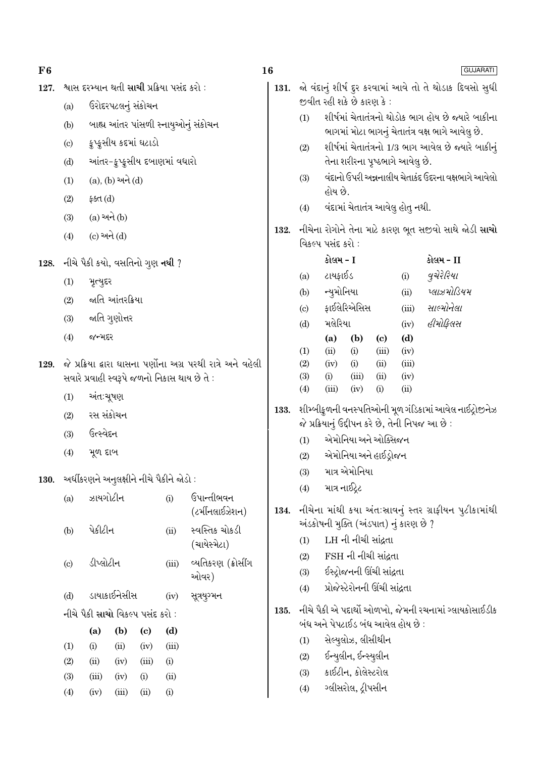127. શ્વાસ દરમ્યાન થતી **સાચી** પ્રક્રિયા પસંદ કરો :

(a) ઉરોદરપટલનું સંકોચન

(b) બાહ્ય આંતર પાંસળી સ્નાયુઓનું સંકોચન

(c) ફુપ્ફુસીય કદમાં ઘટાડો

(d) આંતર-ફુપ્ફુસીય દબાણમાં વધારો

(1) (a), (b) અને (d)

(2) ફક્ત (d)

(3) (a) અને (b)

(4) (c) અને (d)

128. નીચે પૈકી કયો, વસતિનો ગુણ **નથી** ?

(1) મૃત્યુદર

(2) જાતિ આંતરક્રિયા

(3) જાતિ ગુણોત્તર

(4) જન્મદર

129. જે પ્રક્રિયા દ્વારા ઘાસના પર્ણોના અગ્ર પરથી રાત્રે અને વહેલી સવારે પ્રવાહી સ્વરૂપે જળનો નિકાસ થાય છે તે :

(1) અંતઃચૂષણ

(2) રસ સંકોચન

(3) ઉત્સ્વેદન

(4) મૂળ દાબ

130. અર્ધીકરણને અનુલક્ષીને નીચે પૈકીને જોડો :

| | | | |
|---|---|---|---|
| (a) | ઝાયગોટીન | (i) | ઉપાન્તીભવન (ટર્મીનલાઈઝેશન) |
| (b) | પેકીટીન | (ii) | સ્વસ્તિક ચોકડી (ચાયેસ્મેટા) |
| (c) | ડીપ્લોટીન | (iii) | વ્યતિકરણ (ક્રોસીંગ ઓવર) |
| (d) | ડાયાકાઈનેસીસ | (iv) | સૂત્રયુગ્મન |

નીચે પૈકી **સાચો** વિકલ્પ પસંદ કરો :

| | (a) | (b) | (c) | (d) |
|---|---|---|---|---|
| (1) | (i) | (ii) | (iv) | (iii) |
| (2) | (ii) | (iv) | (iii) | (i) |
| (3) | (iii) | (iv) | (i) | (ii) |
| (4) | (iv) | (iii) | (ii) | (i) |

131. જો વંદાનું શીર્ષ દુર કરવામાં આવે તો તે થોડાક દિવસો સુધી જીવીત રહી શકે છે કારણ કે :

(1) શીર્ષમાં ચેતાતંત્રનો થોડોક ભાગ હોય છે જ્યારે બાકીના ભાગમાં મોટા ભાગનું ચેતાતંત્ર વક્ષ ભાગે આવેલુ છે.

(2) શીર્ષમાં ચેતાતંત્રનો 1/3 ભાગ આવેલ છે જ્યારે બાકીનું તેના શરીરના પૃષ્ઠભાગે આવેલુ છે.

(3) વંદાનો ઉપરી અન્નનાલીય ચેતાકંદ ઉદરના વક્ષભાગે આવેલો હોય છે.

(4) વંદામાં ચેતાતંત્ર આવેલુ હોતુ નથી.

132. નીચેના રોગોને તેના માટે કારણ ભૂત સજીવો સાથે જોડી **સાચો** વિકલ્પ પસંદ કરો :

| | કોલમ - I | | કોલમ - II |
|---|---|---|---|
| (a) | ટાયફાઈડ | (i) | *વુચેરેરિયા* |
| (b) | ન્યુમોનિયા | (ii) | *પ્લાઝમોડિયમ* |
| (c) | ફાઈલેરિએસિસ | (iii) | *સાલ્મોનેલા* |
| (d) | મલેરિયા | (iv) | *હીમોફિલસ* |

| | (a) | (b) | (c) | (d) |
|---|---|---|---|---|
| (1) | (ii) | (i) | (iii) | (iv) |
| (2) | (iv) | (i) | (ii) | (iii) |
| (3) | (i) | (iii) | (ii) | (iv) |
| (4) | (iii) | (iv) | (i) | (ii) |

133. શીમ્બીકુળની વનસ્પતિઓની મૂળ ગંડિકામાં આવેલ નાઈટ્રોજીનેઝ જે પ્રક્રિયાનું ઉદ્દીપન કરે છે, તેની નિપજ આ છે :

(1) એમોનિયા અને ઓક્સિજન

(2) એમોનિયા અને હાઈડ્રોજન

(3) માત્ર એમોનિયા

(4) માત્ર નાઈટ્રેટ

134. નીચેના માંથી કયા અંતઃસ્રાવનું સ્તર ગ્રાફીયન પુટીકામાંથી અંડકોષની મુક્તિ (અંડપાત) નું કારણ છે ?

(1) LH ની નીચી સાંદ્રતા

(2) FSH ની નીચી સાંદ્રતા

(3) ઈસ્ટ્રોજનની ઊંચી સાંદ્રતા

(4) પ્રોજેસ્ટેરોનની ઊંચી સાંદ્રતા

135. નીચે પૈકી એ પદાર્થો ઓળખો, જેમની રચનામાં ગ્લાયકોસાઈડીક બંધ અને પેપટાઈડ બંધ આવેલ હોય છે :

(1) સેલ્યુલોઝ, લીસીથીન

(2) ઈન્યુલીન, ઈન્સ્યુલીન

(3) કાઈટીન, કોલેસ્ટરોલ

(4) ગ્લીસરોલ, ટ્રીપસીન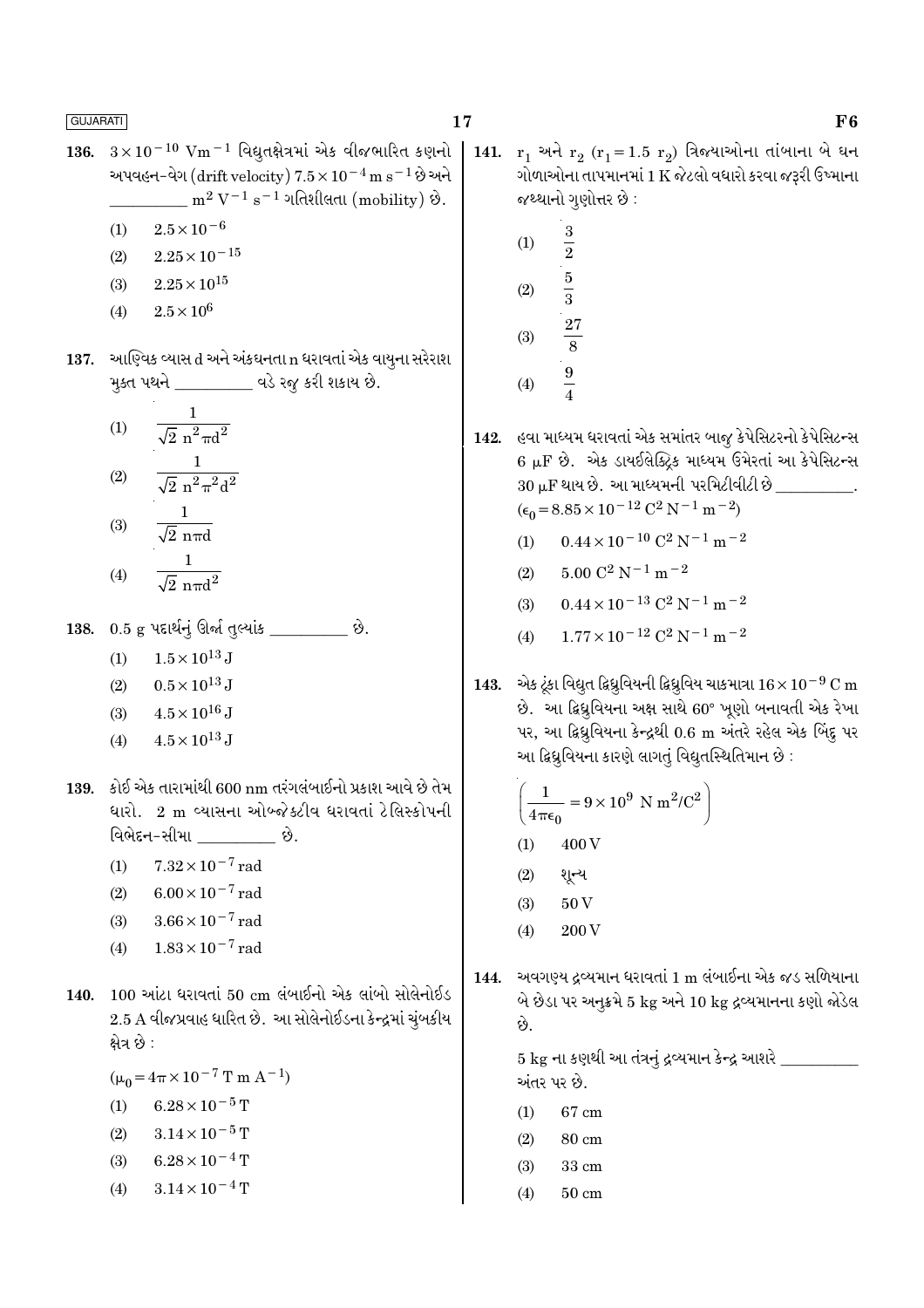136. $3 \times 10^{-10}$ $Vm^{-1}$ વિદ્યુતક્ષેત્રમાં એક વીજભારિત કણનો અપવહન-વેગ (drift velocity) $7.5 \times 10^{-4}$ $m\,s^{-1}$ છે અને __________ $m^2\,V^{-1}\,s^{-1}$ ગતિશીલતા (mobility) છે.

(1) $2.5 \times 10^{-6}$

(2) $2.25 \times 10^{-15}$

(3) $2.25 \times 10^{15}$

(4) $2.5 \times 10^{6}$

137. આણ્વિક વ્યાસ d અને અંકઘનતા n ધરાવતાં એક વાયુના સરેરાશ મુક્ત પથને __________ વડે રજૂ કરી શકાય છે.

(1) $\dfrac{1}{\sqrt{2}\, n^2 \pi d^2}$

(2) $\dfrac{1}{\sqrt{2}\, n^2 \pi^2 d^2}$

(3) $\dfrac{1}{\sqrt{2}\, n \pi d}$

(4) $\dfrac{1}{\sqrt{2}\, n \pi d^2}$

138. 0.5 g પદાર્થનું ઊર્જા તુલ્યાંક __________ છે.

(1) $1.5 \times 10^{13}$ J

(2) $0.5 \times 10^{13}$ J

(3) $4.5 \times 10^{16}$ J

(4) $4.5 \times 10^{13}$ J

139. કોઈ એક તારામાંથી 600 nm તરંગલંબાઈનો પ્રકાશ આવે છે તેમ ધારો. 2 m વ્યાસના ઓબ્જેક્ટીવ ધરાવતાં ટેલિસ્કોપની વિભેદન-સીમા __________ છે.

(1) $7.32 \times 10^{-7}$ rad

(2) $6.00 \times 10^{-7}$ rad

(3) $3.66 \times 10^{-7}$ rad

(4) $1.83 \times 10^{-7}$ rad

140. 100 આંટા ધરાવતાં 50 cm લંબાઈનો એક લાંબો સોલેનોઈડ 2.5 A વીજપ્રવાહ ધારિત છે. આ સોલેનોઈડના કેન્દ્રમાં ચુંબકીય ક્ષેત્ર છે :

($\mu_0 = 4\pi \times 10^{-7}$ T m $A^{-1}$)

(1) $6.28 \times 10^{-5}$ T

(2) $3.14 \times 10^{-5}$ T

(3) $6.28 \times 10^{-4}$ T

(4) $3.14 \times 10^{-4}$ T

141. $r_1$ અને $r_2$ ($r_1 = 1.5\ r_2$) ત્રિજ્યાઓના તાંબાના બે ઘન ગોળાઓના તાપમાનમાં 1 K જેટલો વધારો કરવા જરૂરી ઉષ્માના જથ્થાનો ગુણોત્તર છે :

(1) $\dfrac{3}{2}$

(2) $\dfrac{5}{3}$

(3) $\dfrac{27}{8}$

(4) $\dfrac{9}{4}$

142. હવા માધ્યમ ધરાવતાં એક સમાંતર બાજુ કેપેસિટરનો કેપેસિટન્સ 6 μF છે. એક ડાયઈલેક્ટ્રિક માધ્યમ ઉમેરતાં આ કેપેસિટન્સ 30 μF થાય છે. આ માધ્યમની પરમિટીવીટી છે __________.
($\epsilon_0 = 8.85 \times 10^{-12}$ $C^2\,N^{-1}\,m^{-2}$)

(1) $0.44 \times 10^{-10}$ $C^2\,N^{-1}\,m^{-2}$

(2) $5.00$ $C^2\,N^{-1}\,m^{-2}$

(3) $0.44 \times 10^{-13}$ $C^2\,N^{-1}\,m^{-2}$

(4) $1.77 \times 10^{-12}$ $C^2\,N^{-1}\,m^{-2}$

143. એક ટૂંકા વિદ્યુત દ્વિધ્રુવિયની દ્વિધ્રુવિય ચાકમાત્રા $16 \times 10^{-9}$ C m છે. આ દ્વિધ્રુવિયના અક્ષ સાથે 60° ખૂણો બનાવતી એક રેખા પર, આ દ્વિધ્રુવિયના કેન્દ્રથી 0.6 m અંતરે રહેલ એક બિંદુ પર આ દ્વિધ્રુવિયના કારણે લાગતું વિદ્યુતસ્થિતિમાન છે :

$\left(\dfrac{1}{4\pi\epsilon_0} = 9 \times 10^9\ N\,m^2/C^2\right)$

(1) 400 V

(2) શૂન્ય

(3) 50 V

(4) 200 V

144. અવગણ્ય દ્રવ્યમાન ધરાવતાં 1 m લંબાઈના એક જડ સળિયાના બે છેડા પર અનુક્રમે 5 kg અને 10 kg દ્રવ્યમાનના કણો જોડેલ છે.

5 kg ના કણથી આ તંત્રનું દ્રવ્યમાન કેન્દ્ર આશરે __________ અંતર પર છે.

(1) 67 cm

(2) 80 cm

(3) 33 cm

(4) 50 cm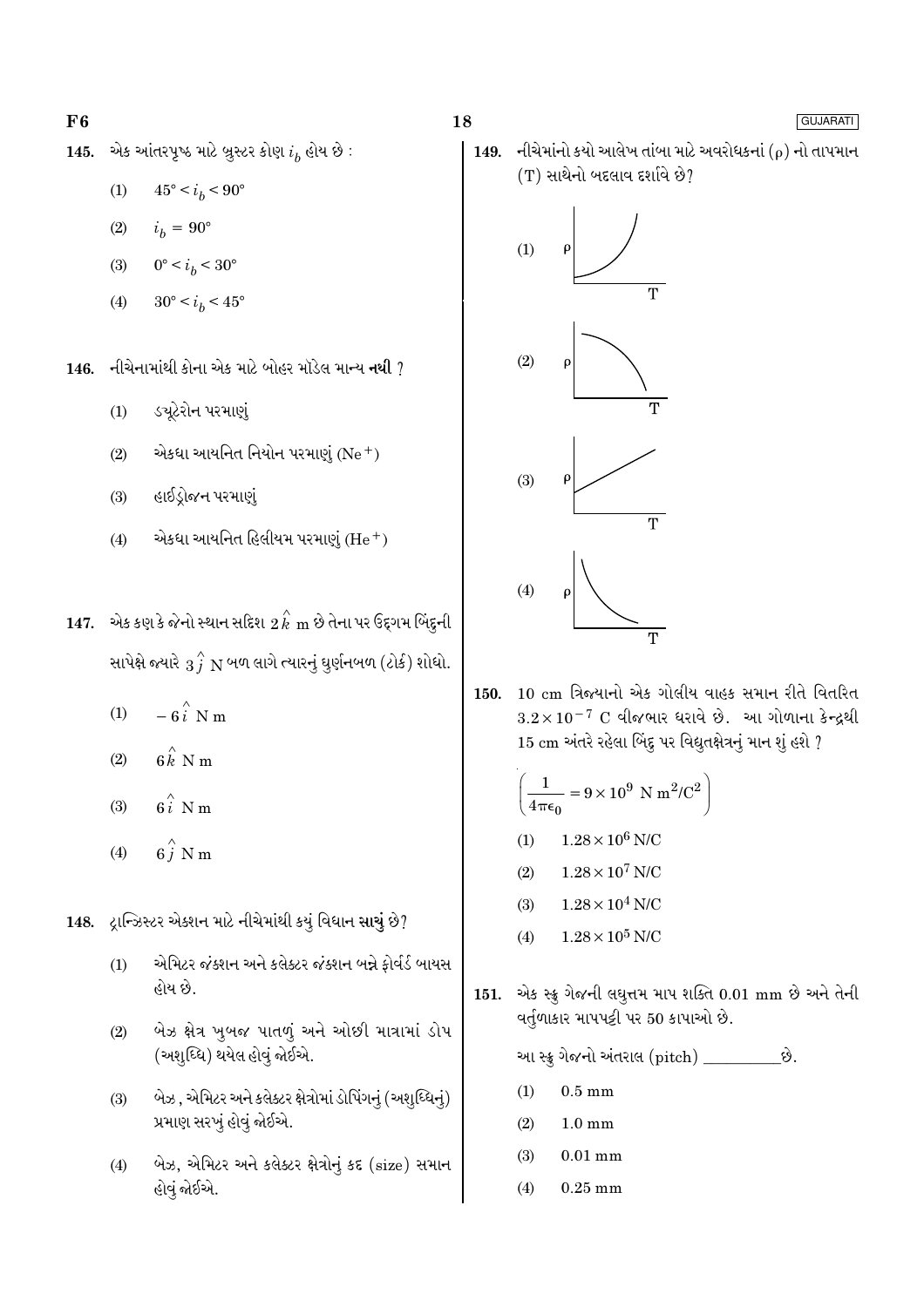145. એક આંતરપૃષ્ઠ માટે બ્રુસ્ટર કોણ $i_b$ હોય છે :

(1) $45° < i_b < 90°$

(2) $i_b = 90°$

(3) $0° < i_b < 30°$

(4) $30° < i_b < 45°$

146. નીચેનામાંથી કોના એક માટે બોહર મૉડેલ માન્ય **નથી** ?

(1) ડ્યૂટેરોન પરમાણું

(2) એકધા આયનિત નિયોન પરમાણું ($Ne^+$)

(3) હાઈડ્રોજન પરમાણું

(4) એકધા આયનિત હિલીયમ પરમાણું ($He^+$)

147. એક કણ કે જેનો સ્થાન સદિશ $2\hat{k}$ m છે તેના પર ઉદ્‌ગમ બિંદુની સાપેક્ષે જ્યારે $3\hat{j}$ N બળ લાગે ત્યારનું ઘુર્ણનબળ (ટોર્ક) શોધો.

(1) $-6\hat{i}$ N m

(2) $6\hat{k}$ N m

(3) $6\hat{i}$ N m

(4) $6\hat{j}$ N m

148. ટ્રાન્ઝિસ્ટર એક્શન માટે નીચેમાંથી કયું વિધાન **સાચું** છે?

(1) એમિટર જંક્શન અને કલેક્ટર જંક્શન બન્ને ફોર્વર્ડ બાયસ હોય છે.

(2) બેઝ ક્ષેત્ર ખુબજ પાતળું અને ઓછી માત્રામાં ડોપ (અશુધ્ધિ) થયેલ હોવું જોઈએ.

(3) બેઝ, એમિટર અને કલેક્ટર ક્ષેત્રોમાં ડોપિંગનું (અશુધ્ધિનું) પ્રમાણ સરખું હોવું જોઈએ.

(4) બેઝ, એમિટર અને કલેક્ટર ક્ષેત્રોનું કદ (size) સમાન હોવું જોઈએ.

149. નીચેમાંનો કયો આલેખ તાંબા માટે અવરોધકનાં ($\rho$) નો તાપમાન (T) સાથેનો બદલાવ દર્શાવે છે?

(1) [graph: $\rho$ vs T]

(2) [graph: $\rho$ vs T]

(3) [graph: $\rho$ vs T]

(4) [graph: $\rho$ vs T]

150. 10 cm ત્રિજ્યાનો એક ગોલીય વાહક સમાન રીતે વિતરિત $3.2 \times 10^{-7}$ C વીજભાર ધરાવે છે. આ ગોળાના કેન્દ્રથી 15 cm અંતરે રહેલા બિંદુ પર વિદ્યુતક્ષેત્રનું માન શું હશે ?

$$\left(\frac{1}{4\pi\epsilon_0} = 9 \times 10^9 \text{ N m}^2/\text{C}^2\right)$$

(1) $1.28 \times 10^6$ N/C

(2) $1.28 \times 10^7$ N/C

(3) $1.28 \times 10^4$ N/C

(4) $1.28 \times 10^5$ N/C

151. એક સ્ક્રુ ગેજની લઘુત્તમ માપ શક્તિ 0.01 mm છે અને તેની વર્તુળાકાર માપપટ્ટી પર 50 કાપાઓ છે.

આ સ્ક્રુ ગેજનો અંતરાલ (pitch) \_\_\_\_\_\_\_\_\_\_છે.

(1) 0.5 mm

(2) 1.0 mm

(3) 0.01 mm

(4) 0.25 mm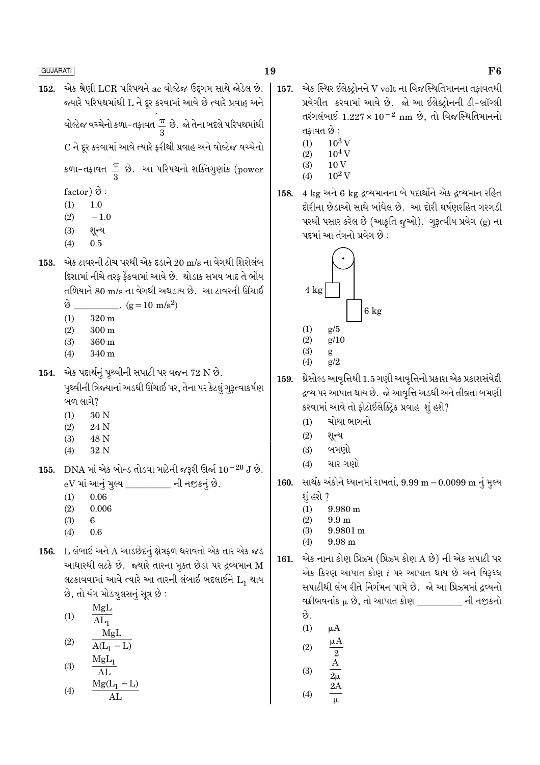152. એક શ્રેણી LCR પરિપથને ac વોલ્ટેજ ઉદ્ગમ સાથે જોડેલ છે. જ્યારે પરિપથમાંથી L ને દૂર કરવામાં આવે છે ત્યારે પ્રવાહ અને વોલ્ટેજ વચ્ચેનો કળા-તફાવત $\frac{\pi}{3}$ છે. જો તેના બદલે પરિપથમાંથી C ને દૂર કરવામાં આવે ત્યારે ફરીથી પ્રવાહ અને વોલ્ટેજ વચ્ચેનો કળા-તફાવત $\frac{\pi}{3}$ છે. આ પરિપથનો શક્તિગુણાંક (power factor) છે :

(1) 1.0
(2) $-1.0$
(3) શૂન્ય
(4) 0.5

153. એક ટાવરની ટોચ પરથી એક દડાને 20 m/s ના વેગથી શિરોલંબ દિશામાં નીચે તરફ ફેંકવામાં આવે છે. થોડાક સમય બાદ તે ભોંય તળિયાને 80 m/s ના વેગથી અથડાય છે. આ ટાવરની ઊંચાઈ છે ________. ($g = 10\ m/s^2$)

(1) 320 m
(2) 300 m
(3) 360 m
(4) 340 m

154. એક પદાર્થનું પૃથ્વીની સપાટી પર વજન 72 N છે. પૃથ્વીની ત્રિજ્યાનાં અડધી ઊંચાઈ પર, તેના પર કેટલું ગુરૂત્વાકર્ષણ બળ લાગે?

(1) 30 N
(2) 24 N
(3) 48 N
(4) 32 N

155. DNA માં એક બોન્ડ તોડવા માટેની જરૂરી ઊર્જા $10^{-20}$ J છે. eV માં આનું મુલ્ય ________ ની નજીકનું છે.

(1) 0.06
(2) 0.006
(3) 6
(4) 0.6

156. L લંબાઈ અને A આડછેદનું ક્ષેત્રફળ ધરાવતો એક તાર એક જડ આધારથી લટકે છે. જ્યારે તારના મુક્ત છેડા પર દ્રવ્યમાન M લટકાવવામાં આવે ત્યારે આ તારની લંબાઈ બદલાઈને $L_1$ થાય છે, તો યંગ મોડ્યુલસનું સૂત્ર છે :

(1) $\frac{MgL}{AL_1}$
(2) $\frac{MgL}{A(L_1 - L)}$
(3) $\frac{MgL_1}{AL}$
(4) $\frac{Mg(L_1 - L)}{AL}$

157. એક સ્થિર ઈલેક્ટ્રોનને V volt ના વિજસ્થિતિમાનના તફાવતથી પ્રવેગીત કરવામાં આવે છે. જો આ ઈલેક્ટ્રોનની ડી-બ્રૉગ્લી તરંગલંબાઈ $1.227 \times 10^{-2}$ nm છે, તો વિજસ્થિતિમાનનો તફાવત છે :

(1) $10^3$ V
(2) $10^4$ V
(3) 10 V
(4) $10^2$ V

158. 4 kg અને 6 kg દ્રવ્યમાનના બે પદાર્થોને એક દ્રવ્યમાન રહિત દોરીના છેડાઓ સાથે બાંધેલ છે. આ દોરી ઘર્ષણરહિત ગરગડી પરથી પસાર કરેલ છે (આકૃતિ જુઓ). ગુરૂત્વીય પ્રવેગ (g) ના પદમાં આ તંત્રનો પ્રવેગ છે :

(1) g/5
(2) g/10
(3) g
(4) g/2

159. થ્રેસોલ્ડ આવૃત્તિથી 1.5 ગણી આવૃત્તિનો પ્રકાશ એક પ્રકાશસંવેદી દ્રવ્ય પર આપાત થાય છે. જો આવૃત્તિ અડધી અને તીવ્રતા બમણી કરવામાં આવે તો ફોટોઈલેક્ટ્રિક પ્રવાહ શું હશે?

(1) ચોથા ભાગનો
(2) શૂન્ય
(3) બમણો
(4) ચાર ગણો

160. સાર્થક અંકોને ધ્યાનમાં રાખતાં, 9.99 m − 0.0099 m નું મુલ્ય શું હશે ?

(1) 9.980 m
(2) 9.9 m
(3) 9.9801 m
(4) 9.98 m

161. એક નાના કોણ પ્રિઝમ (પ્રિઝમ કોણ A છે) ની એક સપાટી પર એક કિરણ આપાત કોણ $i$ પર આપાત થાય છે અને વિરૂધ્ધ સપાટીથી લંબ રીતે નિર્ગમન પામે છે. જો આ પ્રિઝમમાં દ્રવ્યનો વક્રીભવનાંક $\mu$ છે, તો આપાત કોણ ________ ની નજીકનો છે.

(1) $\mu A$
(2) $\frac{\mu A}{2}$
(3) $\frac{A}{2\mu}$
(4) $\frac{2A}{\mu}$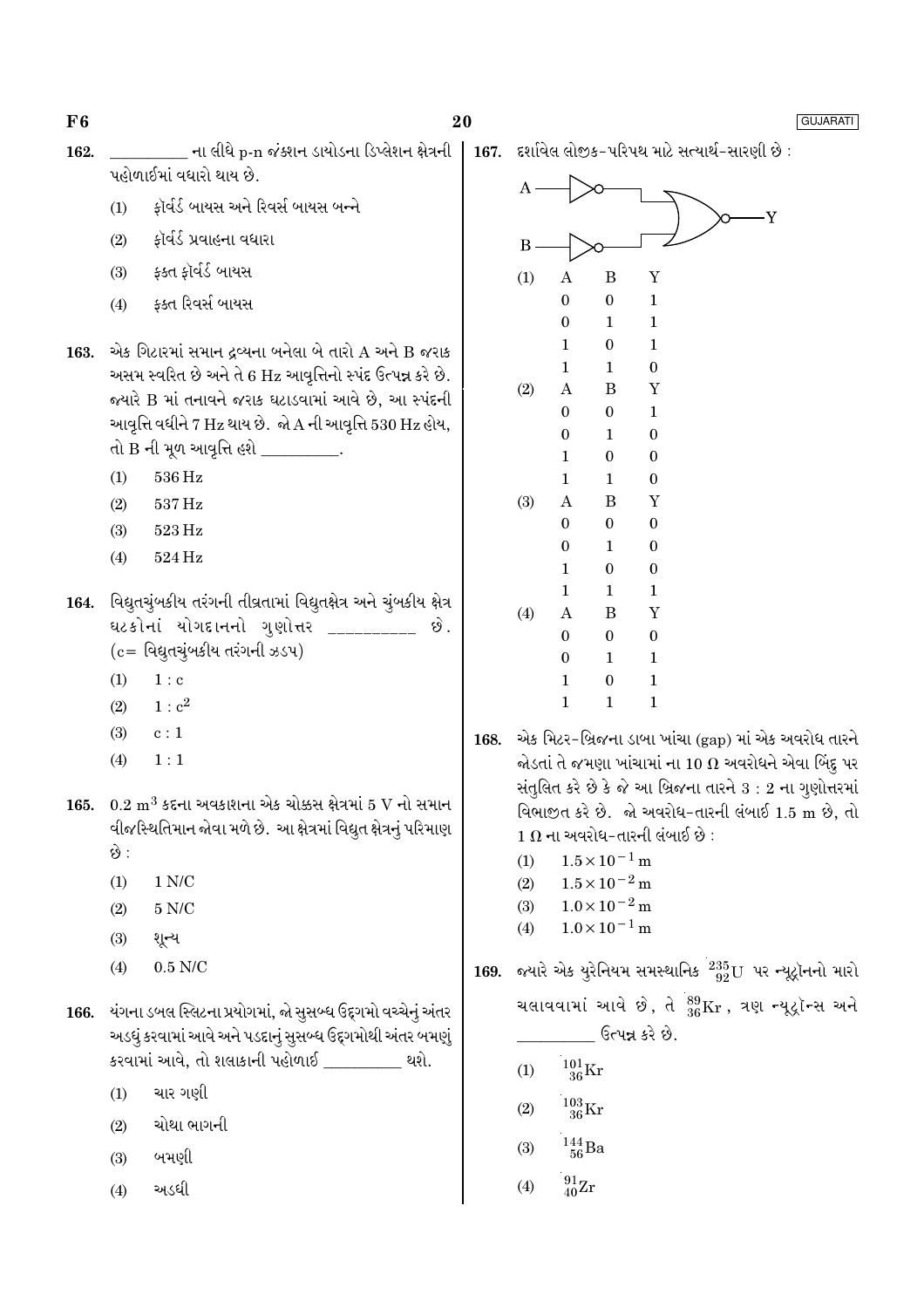162. _________ ના લીધે p-n જંક્શન ડાયોડના ડિપ્લેશન ક્ષેત્રની પહોળાઈમાં વધારો થાય છે.

(1) ફૉર્વર્ડ બાયસ અને રિવર્સ બાયસ બન્ને

(2) ફૉર્વર્ડ પ્રવાહના વધારા

(3) ફક્ત ફૉર્વર્ડ બાયસ

(4) ફક્ત રિવર્સ બાયસ

163. એક ગિટારમાં સમાન દ્રવ્યના બનેલા બે તારો A અને B જરાક અસમ સ્વરિત છે અને તે 6 Hz આવૃત્તિનો સ્પંદ ઉત્પન્ન કરે છે. જ્યારે B માં તનાવને જરાક ઘટાડવામાં આવે છે, આ સ્પંદની આવૃત્તિ વધીને 7 Hz થાય છે. જો A ની આવૃત્તિ 530 Hz હોય, તો B ની મૂળ આવૃત્તિ હશે _________.

(1) 536 Hz

(2) 537 Hz

(3) 523 Hz

(4) 524 Hz

164. વિદ્યુતચુંબકીય તરંગની તીવ્રતામાં વિદ્યુતક્ષેત્ર અને ચુંબકીય ક્ષેત્ર ઘટકોનાં યોગદાનનો ગુણોત્તર __________ છે. (c= વિદ્યુતચુંબકીય તરંગની ઝડપ)

(1) $1 : c$

(2) $1 : c^2$

(3) $c : 1$

(4) $1 : 1$

165. $0.2\ m^3$ કદના અવકાશના એક ચોક્કસ ક્ષેત્રમાં 5 V નો સમાન વીજસ્થિતિમાન જોવા મળે છે. આ ક્ષેત્રમાં વિદ્યુત ક્ષેત્રનું પરિમાણ છે :

(1) 1 N/C

(2) 5 N/C

(3) શૂન્ય

(4) 0.5 N/C

166. યંગના ડબલ સ્લિટના પ્રયોગમાં, જો સુસબ્ધ ઉદ્ગમો વચ્ચેનું અંતર અડધું કરવામાં આવે અને પડદાનું સુસબ્ધ ઉદ્ગમોથી અંતર બમણું કરવામાં આવે, તો શલાકાની પહોળાઈ _________ થશે.

(1) ચાર ગણી

(2) ચોથા ભાગની

(3) બમણી

(4) અડધી

167. દર્શાવેલ લોજીક-પરિપથ માટે સત્યાર્થ-સારણી છે :

(A અને B દરેક NOT ગેટમાંથી પસાર થઈને NOR ગેટમાં જાય છે, જેનું આઉટપુટ Y છે.)

(1)

| A | B | Y |
|---|---|---|
| 0 | 0 | 1 |
| 0 | 1 | 1 |
| 1 | 0 | 1 |
| 1 | 1 | 0 |

(2)

| A | B | Y |
|---|---|---|
| 0 | 0 | 1 |
| 0 | 1 | 0 |
| 1 | 0 | 0 |
| 1 | 1 | 0 |

(3)

| A | B | Y |
|---|---|---|
| 0 | 0 | 0 |
| 0 | 1 | 0 |
| 1 | 0 | 0 |
| 1 | 1 | 1 |

(4)

| A | B | Y |
|---|---|---|
| 0 | 0 | 0 |
| 0 | 1 | 1 |
| 1 | 0 | 1 |
| 1 | 1 | 1 |

168. એક મિટર-બ્રિજના ડાબા ખાંચા (gap) માં એક અવરોધ તારને જોડતાં તે જમણા ખાંચામાં ના 10 Ω અવરોધને એવા બિંદુ પર સંતુલિત કરે છે કે જે આ બ્રિજના તારને 3 : 2 ના ગુણોત્તરમાં વિભાજીત કરે છે. જો અવરોધ-તારની લંબાઈ 1.5 m છે, તો 1 Ω ના અવરોધ-તારની લંબાઈ છે :

(1) $1.5 \times 10^{-1}$ m

(2) $1.5 \times 10^{-2}$ m

(3) $1.0 \times 10^{-2}$ m

(4) $1.0 \times 10^{-1}$ m

169. જ્યારે એક યુરેનિયમ સમસ્થાનિક $^{235}_{92}U$ પર ન્યૂટ્રોનનો મારો ચલાવવામાં આવે છે, તે $^{89}_{36}Kr$, ત્રણ ન્યૂટ્રોન્સ અને _________ ઉત્પન્ન કરે છે.

(1) $^{101}_{36}Kr$

(2) $^{103}_{36}Kr$

(3) $^{144}_{56}Ba$

(4) $^{91}_{40}Zr$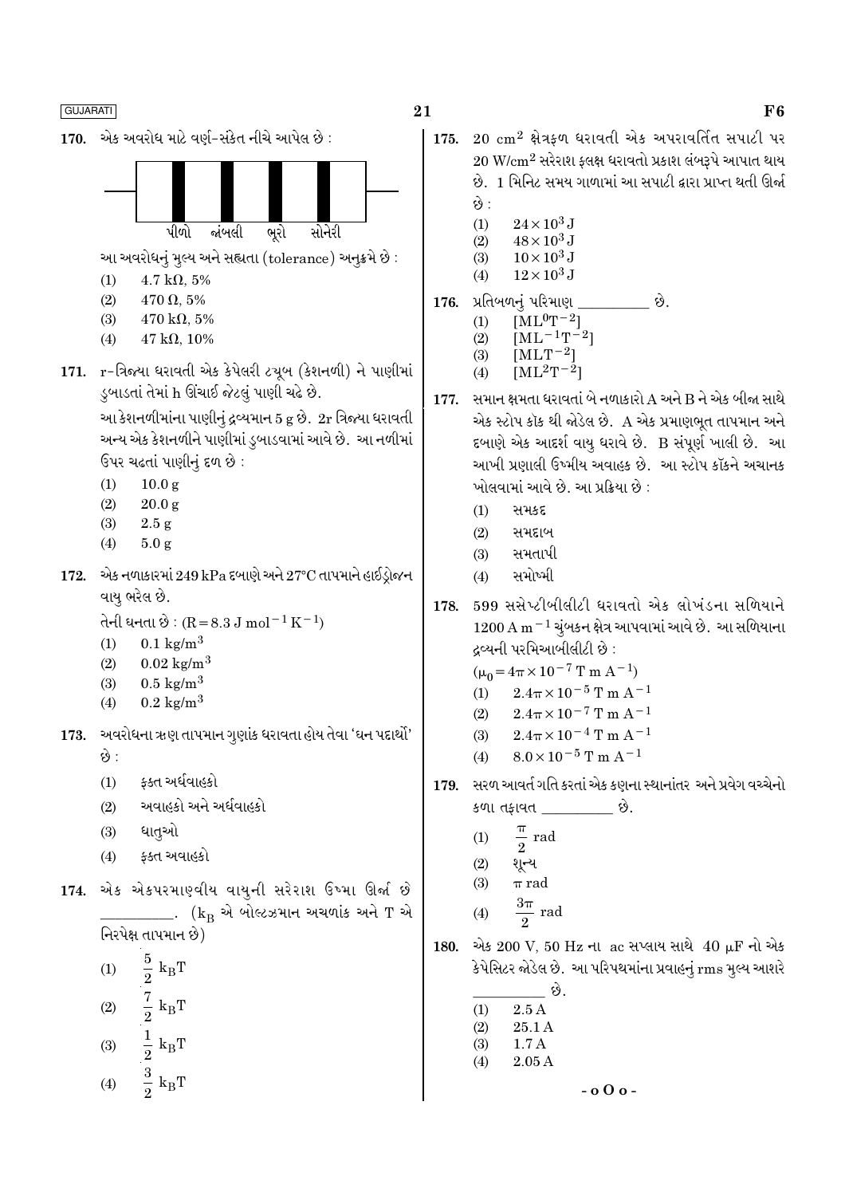170. એક અવરોધ માટે વર્ણ-સંકેત નીચે આપેલ છે :

પીળો જાંબલી ભૂરો સોનેરી

આ અવરોધનું મુલ્ય અને સહ્યતા (tolerance) અનુક્રમે છે :

(1) 4.7 kΩ, 5%
(2) 470 Ω, 5%
(3) 470 kΩ, 5%
(4) 47 kΩ, 10%

171. r-ત્રિજ્યા ધરાવતી એક કેપેલરી ટ્યૂબ (કેશનળી) ને પાણીમાં ડુબાડતાં તેમાં h ઊંચાઈ જેટલું પાણી ચઢે છે.

આ કેશનળીમાંના પાણીનું દ્રવ્યમાન 5 g છે. 2r ત્રિજ્યા ધરાવતી અન્ય એક કેશનળીને પાણીમાં ડુબાડવામાં આવે છે. આ નળીમાં ઉપર ચઢતાં પાણીનું દળ છે :

(1) 10.0 g
(2) 20.0 g
(3) 2.5 g
(4) 5.0 g

172. એક નળાકારમાં 249 kPa દબાણે અને 27°C તાપમાને હાઈડ્રોજન વાયુ ભરેલ છે.

તેની ઘનતા છે : ($R = 8.3\ J\ mol^{-1}\ K^{-1}$)

(1) $0.1\ kg/m^3$
(2) $0.02\ kg/m^3$
(3) $0.5\ kg/m^3$
(4) $0.2\ kg/m^3$

173. અવરોધના ઋણ તાપમાન ગુણાંક ધરાવતા હોય તેવા 'ઘન પદાર્થો' છે :

(1) ફક્ત અર્ધવાહકો
(2) અવાહકો અને અર્ધવાહકો
(3) ધાતુઓ
(4) ફક્ત અવાહકો

174. એક એકપરમાણ્વીય વાયુની સરેરાશ ઉષ્મા ઊર્જા છે __________. ($k_B$ એ બોલ્ટઝમાન અચળાંક અને T એ નિરપેક્ષ તાપમાન છે)

(1) $\frac{5}{2}\ k_BT$
(2) $\frac{7}{2}\ k_BT$
(3) $\frac{1}{2}\ k_BT$
(4) $\frac{3}{2}\ k_BT$

175. $20\ cm^2$ ક્ષેત્રફળ ધરાવતી એક અપરાવર્તિત સપાટી પર $20\ W/cm^2$ સરેરાશ ફ્લક્ષ ધરાવતો પ્રકાશ લંબરૂપે આપાત થાય છે. 1 મિનિટ સમય ગાળામાં આ સપાટી દ્વારા પ્રાપ્ત થતી ઊર્જા છે :

(1) $24 \times 10^3\ J$
(2) $48 \times 10^3\ J$
(3) $10 \times 10^3\ J$
(4) $12 \times 10^3\ J$

176. પ્રતિબળનું પરિમાણ __________ છે.

(1) $[ML^0T^{-2}]$
(2) $[ML^{-1}T^{-2}]$
(3) $[MLT^{-2}]$
(4) $[ML^2T^{-2}]$

177. સમાન ક્ષમતા ધરાવતાં બે નળાકારો A અને B ને એક બીજા સાથે એક સ્ટોપ કૉક થી જોડેલ છે. A એક પ્રમાણભૂત તાપમાન અને દબાણે એક આદર્શ વાયુ ધરાવે છે. B સંપૂર્ણ ખાલી છે. આ આખી પ્રણાલી ઉષ્મીય અવાહક છે. આ સ્ટોપ કૉકને અચાનક ખોલવામાં આવે છે. આ પ્રક્રિયા છે :

(1) સમકદ
(2) સમદાબ
(3) સમતાપી
(4) સમોષ્મી

178. 599 સસેપ્ટીબીલીટી ધરાવતો એક લોખંડના સળિયાને $1200\ A\ m^{-1}$ ચુંબકન ક્ષેત્ર આપવામાં આવે છે. આ સળિયાના દ્રવ્યની પરમિઆબીલીટી છે :

($\mu_0 = 4\pi \times 10^{-7}\ T\ m\ A^{-1}$)

(1) $2.4\pi \times 10^{-5}\ T\ m\ A^{-1}$
(2) $2.4\pi \times 10^{-7}\ T\ m\ A^{-1}$
(3) $2.4\pi \times 10^{-4}\ T\ m\ A^{-1}$
(4) $8.0 \times 10^{-5}\ T\ m\ A^{-1}$

179. સરળ આવર્ત ગતિ કરતાં એક કણના સ્થાનાંતર અને પ્રવેગ વચ્ચેનો કળા તફાવત __________ છે.

(1) $\frac{\pi}{2}$ rad
(2) શૂન્ય
(3) $\pi$ rad
(4) $\frac{3\pi}{2}$ rad

180. એક 200 V, 50 Hz ના ac સપ્લાય સાથે 40 μF નો એક કેપેસિટર જોડેલ છે. આ પરિપથમાંના પ્રવાહનું rms મુલ્ય આશરે __________ છે.

(1) 2.5 A
(2) 25.1 A
(3) 1.7 A
(4) 2.05 A

- o O o -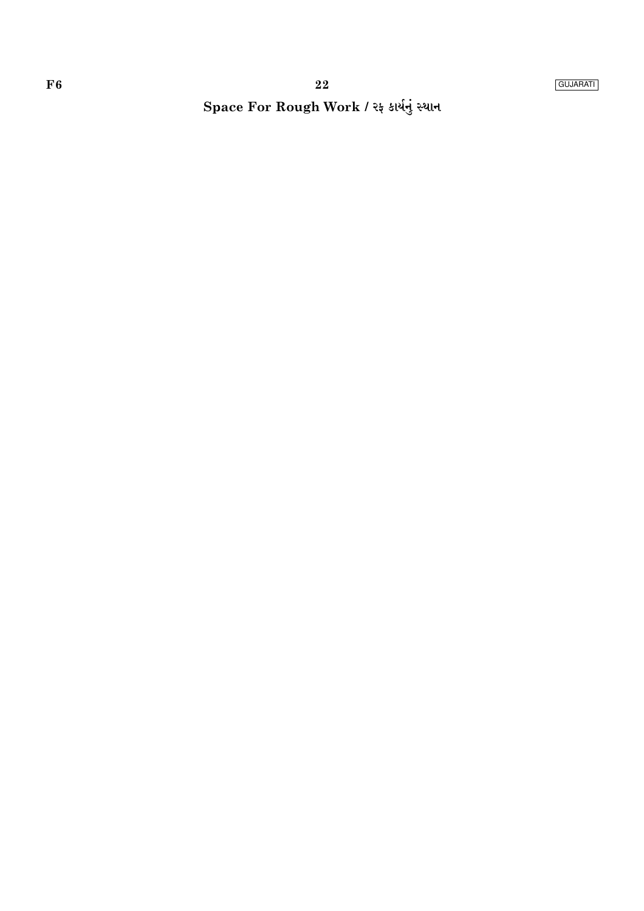## Space For Rough Work / રફ કાર્યનું સ્થાન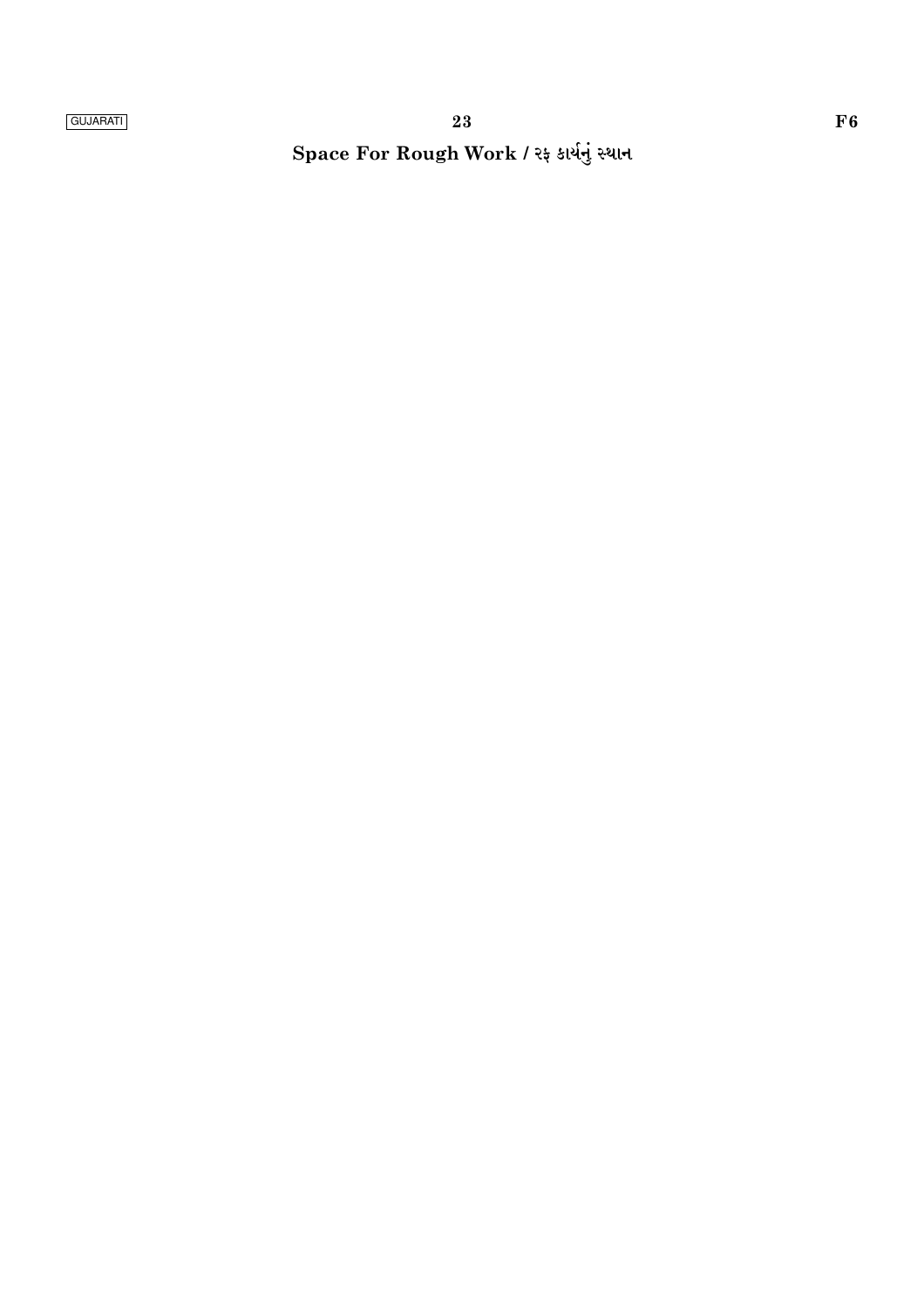**Space For Rough Work / રફ કાર્યનું સ્થાન**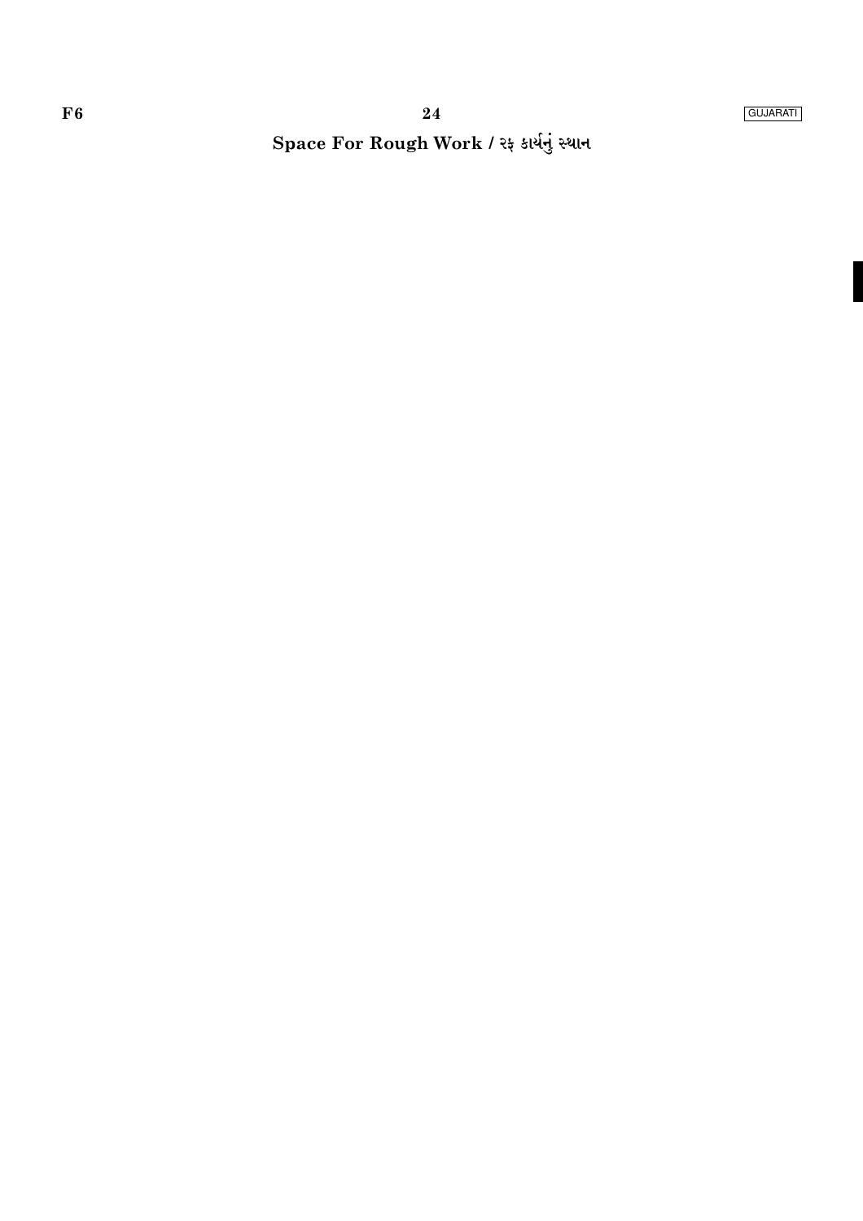Space For Rough Work / રફ કાર્યનું સ્થાન